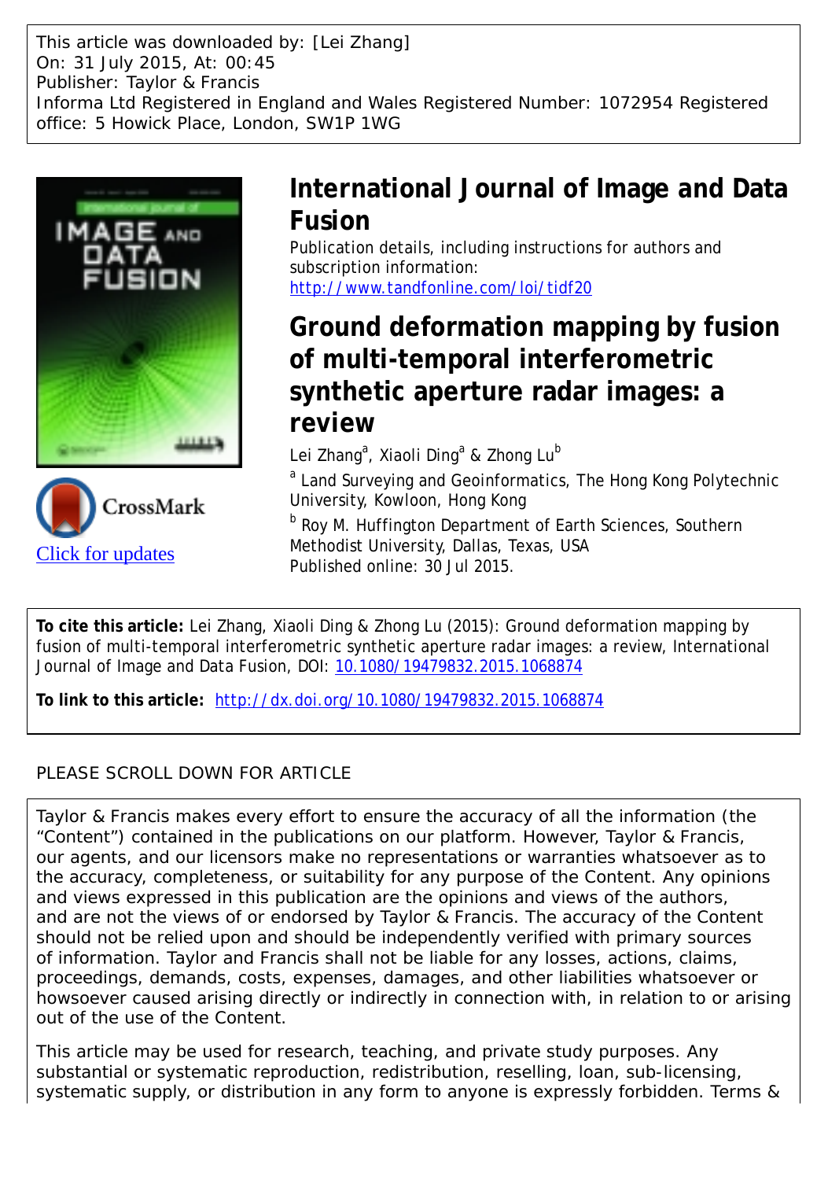This article was downloaded by: [Lei Zhang]
On: 31 July 2015, At: 00:45
Publisher: Taylor & Francis
Informa Ltd Registered in England and Wales Registered Number: 1072954 Registered office: 5 Howick Place, London, SW1P 1WG

# International Journal of Image and Data Fusion

Publication details, including instructions for authors and subscription information:
http://www.tandfonline.com/loi/tidf20

# Ground deformation mapping by fusion of multi-temporal interferometric synthetic aperture radar images: a review

Lei Zhang[a], Xiaoli Ding[a] & Zhong Lu[b]

[a] Land Surveying and Geoinformatics, The Hong Kong Polytechnic University, Kowloon, Hong Kong

[b] Roy M. Huffington Department of Earth Sciences, Southern Methodist University, Dallas, Texas, USA

Published online: 30 Jul 2015.

Click for updates

**To cite this article:** Lei Zhang, Xiaoli Ding & Zhong Lu (2015): Ground deformation mapping by fusion of multi-temporal interferometric synthetic aperture radar images: a review, International Journal of Image and Data Fusion, DOI: 10.1080/19479832.2015.1068874

**To link to this article:** http://dx.doi.org/10.1080/19479832.2015.1068874

PLEASE SCROLL DOWN FOR ARTICLE

Taylor & Francis makes every effort to ensure the accuracy of all the information (the "Content") contained in the publications on our platform. However, Taylor & Francis, our agents, and our licensors make no representations or warranties whatsoever as to the accuracy, completeness, or suitability for any purpose of the Content. Any opinions and views expressed in this publication are the opinions and views of the authors, and are not the views of or endorsed by Taylor & Francis. The accuracy of the Content should not be relied upon and should be independently verified with primary sources of information. Taylor and Francis shall not be liable for any losses, actions, claims, proceedings, demands, costs, expenses, damages, and other liabilities whatsoever or howsoever caused arising directly or indirectly in connection with, in relation to or arising out of the use of the Content.

This article may be used for research, teaching, and private study purposes. Any substantial or systematic reproduction, redistribution, reselling, loan, sub-licensing, systematic supply, or distribution in any form to anyone is expressly forbidden. Terms &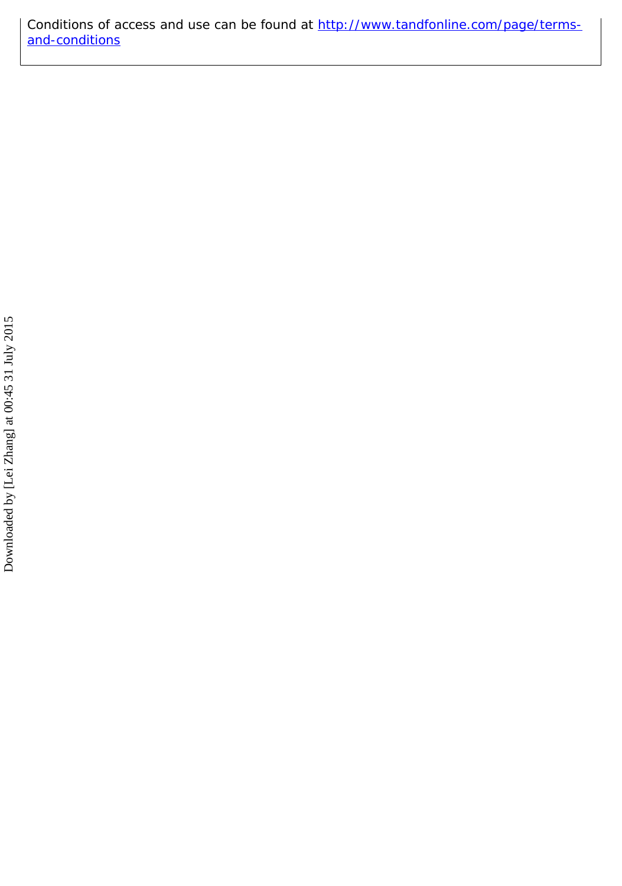Conditions of access and use can be found at [http://www.tandfonline.com/page/terms-and-conditions](http://www.tandfonline.com/page/terms-and-conditions)

Downloaded by [Lei Zhang] at 00:45 31 July 2015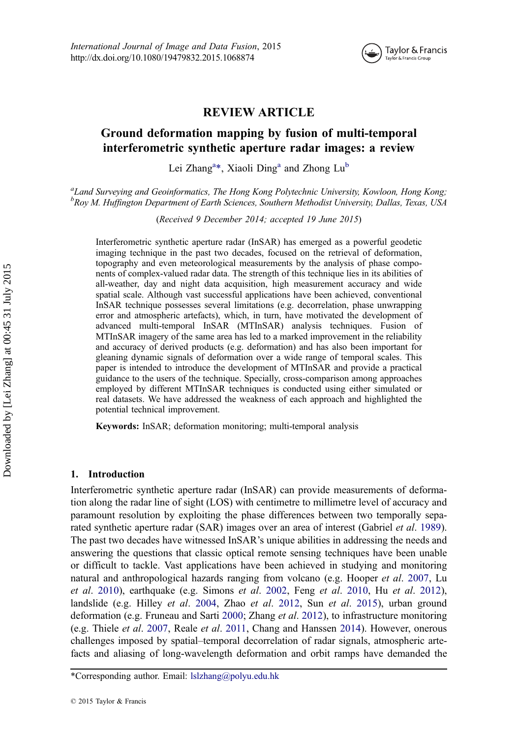International Journal of Image and Data Fusion, 2015
http://dx.doi.org/10.1080/19479832.2015.1068874

# REVIEW ARTICLE

## Ground deformation mapping by fusion of multi-temporal interferometric synthetic aperture radar images: a review

Lei Zhang[a]*, Xiaoli Ding[a] and Zhong Lu[b]

[a]*Land Surveying and Geoinformatics, The Hong Kong Polytechnic University, Kowloon, Hong Kong;* [b]*Roy M. Huffington Department of Earth Sciences, Southern Methodist University, Dallas, Texas, USA*

(*Received 9 December 2014; accepted 19 June 2015*)

Interferometric synthetic aperture radar (InSAR) has emerged as a powerful geodetic imaging technique in the past two decades, focused on the retrieval of deformation, topography and even meteorological measurements by the analysis of phase components of complex-valued radar data. The strength of this technique lies in its abilities of all-weather, day and night data acquisition, high measurement accuracy and wide spatial scale. Although vast successful applications have been achieved, conventional InSAR technique possesses several limitations (e.g. decorrelation, phase unwrapping error and atmospheric artefacts), which, in turn, have motivated the development of advanced multi-temporal InSAR (MTInSAR) analysis techniques. Fusion of MTInSAR imagery of the same area has led to a marked improvement in the reliability and accuracy of derived products (e.g. deformation) and has also been important for gleaning dynamic signals of deformation over a wide range of temporal scales. This paper is intended to introduce the development of MTInSAR and provide a practical guidance to the users of the technique. Specially, cross-comparison among approaches employed by different MTInSAR techniques is conducted using either simulated or real datasets. We have addressed the weakness of each approach and highlighted the potential technical improvement.

**Keywords:** InSAR; deformation monitoring; multi-temporal analysis

### 1. Introduction

Interferometric synthetic aperture radar (InSAR) can provide measurements of deformation along the radar line of sight (LOS) with centimetre to millimetre level of accuracy and paramount resolution by exploiting the phase differences between two temporally separated synthetic aperture radar (SAR) images over an area of interest (Gabriel *et al*. 1989). The past two decades have witnessed InSAR's unique abilities in addressing the needs and answering the questions that classic optical remote sensing techniques have been unable or difficult to tackle. Vast applications have been achieved in studying and monitoring natural and anthropological hazards ranging from volcano (e.g. Hooper *et al*. 2007, Lu *et al*. 2010), earthquake (e.g. Simons *et al*. 2002, Feng *et al*. 2010, Hu *et al*. 2012), landslide (e.g. Hilley *et al*. 2004, Zhao *et al*. 2012, Sun *et al*. 2015), urban ground deformation (e.g. Fruneau and Sarti 2000; Zhang *et al*. 2012), to infrastructure monitoring (e.g. Thiele *et al*. 2007, Reale *et al*. 2011, Chang and Hanssen 2014). However, onerous challenges imposed by spatial–temporal decorrelation of radar signals, atmospheric artefacts and aliasing of long-wavelength deformation and orbit ramps have demanded the

*Corresponding author. Email: lslzhang@polyu.edu.hk

© 2015 Taylor & Francis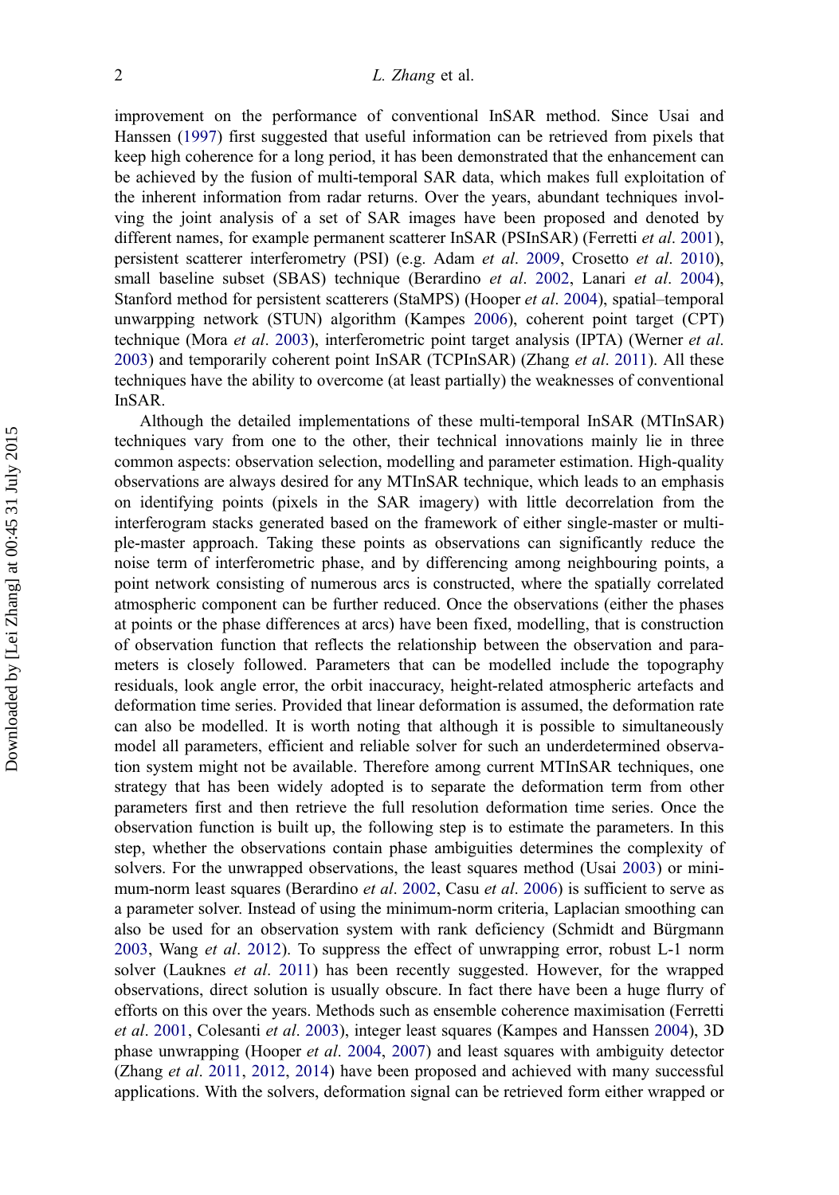improvement on the performance of conventional InSAR method. Since Usai and Hanssen (1997) first suggested that useful information can be retrieved from pixels that keep high coherence for a long period, it has been demonstrated that the enhancement can be achieved by the fusion of multi-temporal SAR data, which makes full exploitation of the inherent information from radar returns. Over the years, abundant techniques involving the joint analysis of a set of SAR images have been proposed and denoted by different names, for example permanent scatterer InSAR (PSInSAR) (Ferretti *et al*. 2001), persistent scatterer interferometry (PSI) (e.g. Adam *et al*. 2009, Crosetto *et al*. 2010), small baseline subset (SBAS) technique (Berardino *et al*. 2002, Lanari *et al*. 2004), Stanford method for persistent scatterers (StaMPS) (Hooper *et al*. 2004), spatial–temporal unwarpping network (STUN) algorithm (Kampes 2006), coherent point target (CPT) technique (Mora *et al*. 2003), interferometric point target analysis (IPTA) (Werner *et al*. 2003) and temporarily coherent point InSAR (TCPInSAR) (Zhang *et al*. 2011). All these techniques have the ability to overcome (at least partially) the weaknesses of conventional InSAR.

Although the detailed implementations of these multi-temporal InSAR (MTInSAR) techniques vary from one to the other, their technical innovations mainly lie in three common aspects: observation selection, modelling and parameter estimation. High-quality observations are always desired for any MTInSAR technique, which leads to an emphasis on identifying points (pixels in the SAR imagery) with little decorrelation from the interferogram stacks generated based on the framework of either single-master or multiple-master approach. Taking these points as observations can significantly reduce the noise term of interferometric phase, and by differencing among neighbouring points, a point network consisting of numerous arcs is constructed, where the spatially correlated atmospheric component can be further reduced. Once the observations (either the phases at points or the phase differences at arcs) have been fixed, modelling, that is construction of observation function that reflects the relationship between the observation and parameters is closely followed. Parameters that can be modelled include the topography residuals, look angle error, the orbit inaccuracy, height-related atmospheric artefacts and deformation time series. Provided that linear deformation is assumed, the deformation rate can also be modelled. It is worth noting that although it is possible to simultaneously model all parameters, efficient and reliable solver for such an underdetermined observation system might not be available. Therefore among current MTInSAR techniques, one strategy that has been widely adopted is to separate the deformation term from other parameters first and then retrieve the full resolution deformation time series. Once the observation function is built up, the following step is to estimate the parameters. In this step, whether the observations contain phase ambiguities determines the complexity of solvers. For the unwrapped observations, the least squares method (Usai 2003) or minimum-norm least squares (Berardino *et al*. 2002, Casu *et al*. 2006) is sufficient to serve as a parameter solver. Instead of using the minimum-norm criteria, Laplacian smoothing can also be used for an observation system with rank deficiency (Schmidt and Bürgmann 2003, Wang *et al*. 2012). To suppress the effect of unwrapping error, robust L-1 norm solver (Lauknes *et al*. 2011) has been recently suggested. However, for the wrapped observations, direct solution is usually obscure. In fact there have been a huge flurry of efforts on this over the years. Methods such as ensemble coherence maximisation (Ferretti *et al*. 2001, Colesanti *et al*. 2003), integer least squares (Kampes and Hanssen 2004), 3D phase unwrapping (Hooper *et al*. 2004, 2007) and least squares with ambiguity detector (Zhang *et al*. 2011, 2012, 2014) have been proposed and achieved with many successful applications. With the solvers, deformation signal can be retrieved form either wrapped or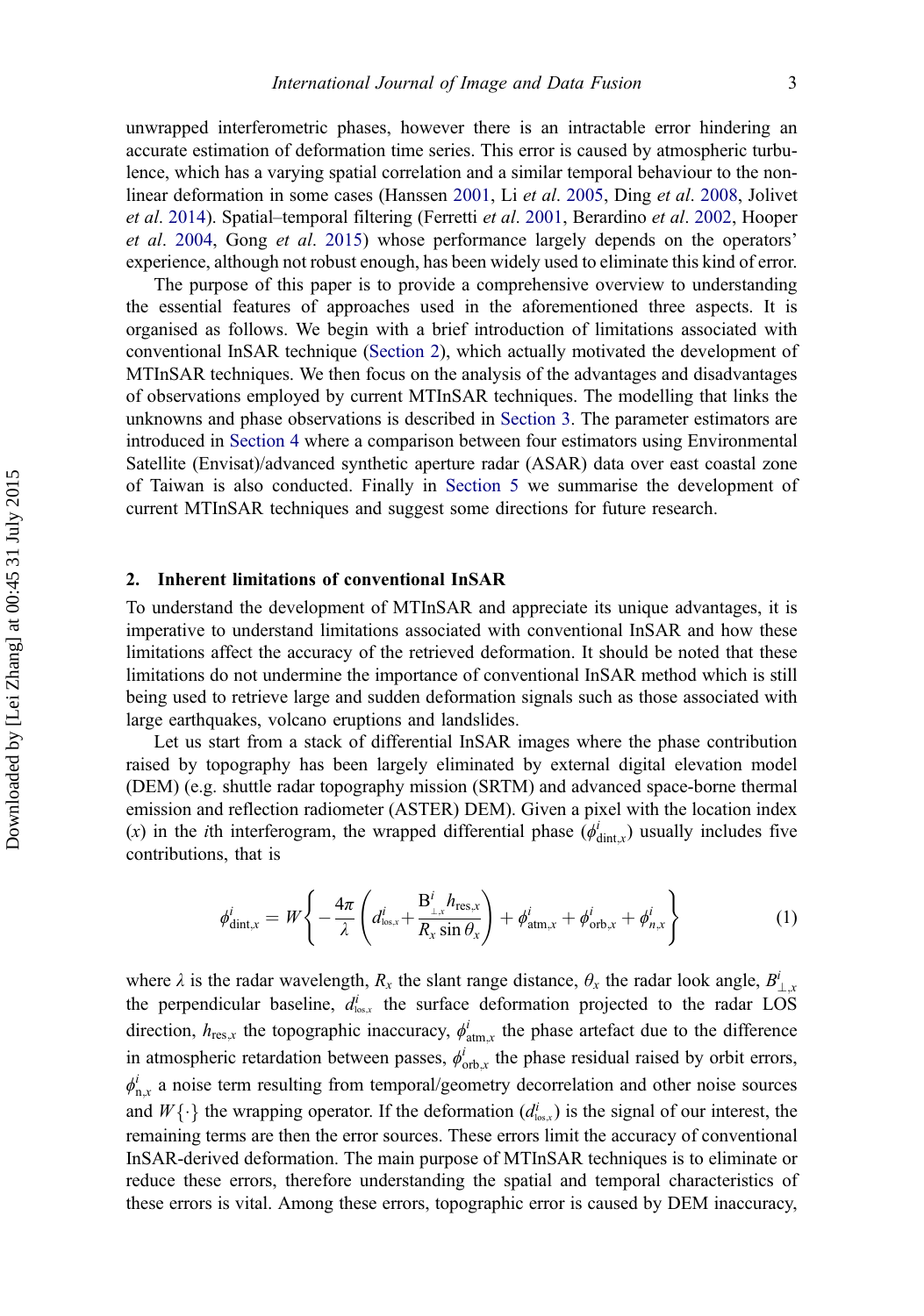unwrapped interferometric phases, however there is an intractable error hindering an accurate estimation of deformation time series. This error is caused by atmospheric turbulence, which has a varying spatial correlation and a similar temporal behaviour to the nonlinear deformation in some cases (Hanssen 2001, Li *et al*. 2005, Ding *et al*. 2008, Jolivet *et al*. 2014). Spatial–temporal filtering (Ferretti *et al*. 2001, Berardino *et al*. 2002, Hooper *et al*. 2004, Gong *et al*. 2015) whose performance largely depends on the operators' experience, although not robust enough, has been widely used to eliminate this kind of error.

The purpose of this paper is to provide a comprehensive overview to understanding the essential features of approaches used in the aforementioned three aspects. It is organised as follows. We begin with a brief introduction of limitations associated with conventional InSAR technique (Section 2), which actually motivated the development of MTInSAR techniques. We then focus on the analysis of the advantages and disadvantages of observations employed by current MTInSAR techniques. The modelling that links the unknowns and phase observations is described in Section 3. The parameter estimators are introduced in Section 4 where a comparison between four estimators using Environmental Satellite (Envisat)/advanced synthetic aperture radar (ASAR) data over east coastal zone of Taiwan is also conducted. Finally in Section 5 we summarise the development of current MTInSAR techniques and suggest some directions for future research.

## 2. Inherent limitations of conventional InSAR

To understand the development of MTInSAR and appreciate its unique advantages, it is imperative to understand limitations associated with conventional InSAR and how these limitations affect the accuracy of the retrieved deformation. It should be noted that these limitations do not undermine the importance of conventional InSAR method which is still being used to retrieve large and sudden deformation signals such as those associated with large earthquakes, volcano eruptions and landslides.

Let us start from a stack of differential InSAR images where the phase contribution raised by topography has been largely eliminated by external digital elevation model (DEM) (e.g. shuttle radar topography mission (SRTM) and advanced space-borne thermal emission and reflection radiometer (ASTER) DEM). Given a pixel with the location index ($x$) in the $i$th interferogram, the wrapped differential phase ($\phi^i_{\mathrm{dint},x}$) usually includes five contributions, that is

$$\phi^i_{\mathrm{dint},x} = W\left\{ -\frac{4\pi}{\lambda}\left( d^i_{\mathrm{los},x} + \frac{B^i_{\perp,x}\, h_{\mathrm{res},x}}{R_x \sin\theta_x} \right) + \phi^i_{\mathrm{atm},x} + \phi^i_{\mathrm{orb},x} + \phi^i_{n,x} \right\} \tag{1}$$

where $\lambda$ is the radar wavelength, $R_x$ the slant range distance, $\theta_x$ the radar look angle, $B^i_{\perp,x}$ the perpendicular baseline, $d^i_{\mathrm{los},x}$ the surface deformation projected to the radar LOS direction, $h_{\mathrm{res},x}$ the topographic inaccuracy, $\phi^i_{\mathrm{atm},x}$ the phase artefact due to the difference in atmospheric retardation between passes, $\phi^i_{\mathrm{orb},x}$ the phase residual raised by orbit errors, $\phi^i_{\mathrm{n},x}$ a noise term resulting from temporal/geometry decorrelation and other noise sources and $W\{\cdot\}$ the wrapping operator. If the deformation ($d^i_{\mathrm{los},x}$) is the signal of our interest, the remaining terms are then the error sources. These errors limit the accuracy of conventional InSAR-derived deformation. The main purpose of MTInSAR techniques is to eliminate or reduce these errors, therefore understanding the spatial and temporal characteristics of these errors is vital. Among these errors, topographic error is caused by DEM inaccuracy,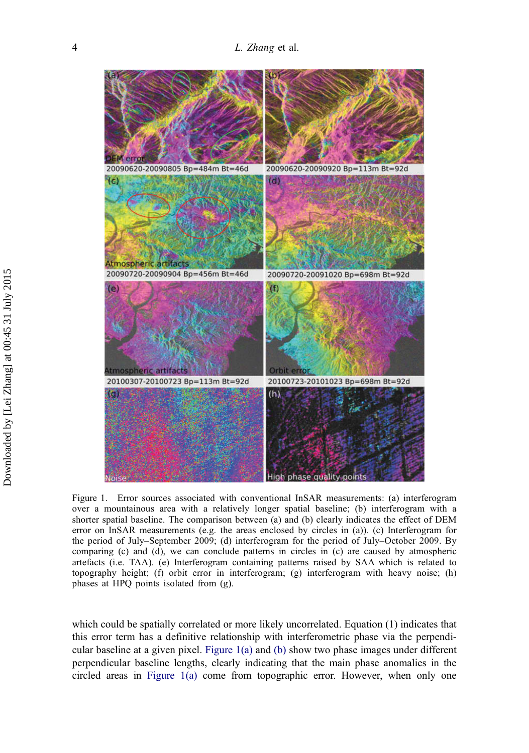Figure 1. Error sources associated with conventional InSAR measurements: (a) interferogram over a mountainous area with a relatively longer spatial baseline; (b) interferogram with a shorter spatial baseline. The comparison between (a) and (b) clearly indicates the effect of DEM error on InSAR measurements (e.g. the areas enclosed by circles in (a)). (c) Interferogram for the period of July–September 2009; (d) interferogram for the period of July–October 2009. By comparing (c) and (d), we can conclude patterns in circles in (c) are caused by atmospheric artefacts (i.e. TAA). (e) Interferogram containing patterns raised by SAA which is related to topography height; (f) orbit error in interferogram; (g) interferogram with heavy noise; (h) phases at HPQ points isolated from (g).

which could be spatially correlated or more likely uncorrelated. Equation (1) indicates that this error term has a definitive relationship with interferometric phase via the perpendicular baseline at a given pixel. Figure 1(a) and (b) show two phase images under different perpendicular baseline lengths, clearly indicating that the main phase anomalies in the circled areas in Figure 1(a) come from topographic error. However, when only one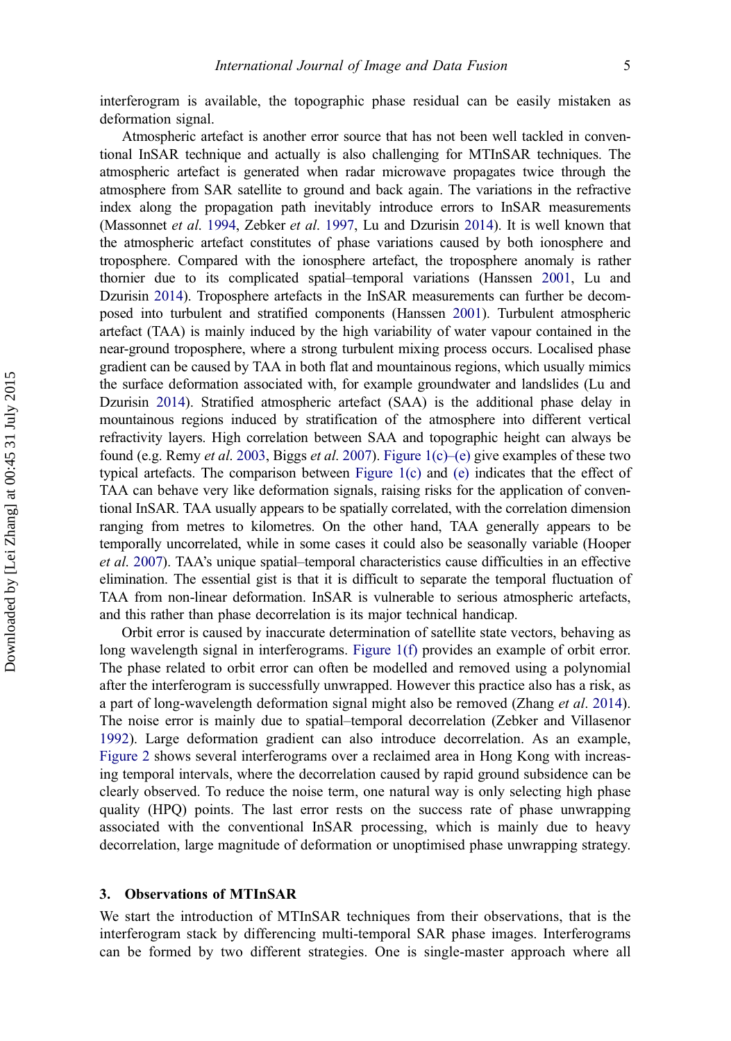interferogram is available, the topographic phase residual can be easily mistaken as deformation signal.

Atmospheric artefact is another error source that has not been well tackled in conventional InSAR technique and actually is also challenging for MTInSAR techniques. The atmospheric artefact is generated when radar microwave propagates twice through the atmosphere from SAR satellite to ground and back again. The variations in the refractive index along the propagation path inevitably introduce errors to InSAR measurements (Massonnet *et al.* 1994, Zebker *et al.* 1997, Lu and Dzurisin 2014). It is well known that the atmospheric artefact constitutes of phase variations caused by both ionosphere and troposphere. Compared with the ionosphere artefact, the troposphere anomaly is rather thornier due to its complicated spatial–temporal variations (Hanssen 2001, Lu and Dzurisin 2014). Troposphere artefacts in the InSAR measurements can further be decomposed into turbulent and stratified components (Hanssen 2001). Turbulent atmospheric artefact (TAA) is mainly induced by the high variability of water vapour contained in the near-ground troposphere, where a strong turbulent mixing process occurs. Localised phase gradient can be caused by TAA in both flat and mountainous regions, which usually mimics the surface deformation associated with, for example groundwater and landslides (Lu and Dzurisin 2014). Stratified atmospheric artefact (SAA) is the additional phase delay in mountainous regions induced by stratification of the atmosphere into different vertical refractivity layers. High correlation between SAA and topographic height can always be found (e.g. Remy *et al.* 2003, Biggs *et al.* 2007). Figure 1(c)–(e) give examples of these two typical artefacts. The comparison between Figure 1(c) and (e) indicates that the effect of TAA can behave very like deformation signals, raising risks for the application of conventional InSAR. TAA usually appears to be spatially correlated, with the correlation dimension ranging from metres to kilometres. On the other hand, TAA generally appears to be temporally uncorrelated, while in some cases it could also be seasonally variable (Hooper *et al.* 2007). TAA's unique spatial–temporal characteristics cause difficulties in an effective elimination. The essential gist is that it is difficult to separate the temporal fluctuation of TAA from non-linear deformation. InSAR is vulnerable to serious atmospheric artefacts, and this rather than phase decorrelation is its major technical handicap.

Orbit error is caused by inaccurate determination of satellite state vectors, behaving as long wavelength signal in interferograms. Figure 1(f) provides an example of orbit error. The phase related to orbit error can often be modelled and removed using a polynomial after the interferogram is successfully unwrapped. However this practice also has a risk, as a part of long-wavelength deformation signal might also be removed (Zhang *et al.* 2014). The noise error is mainly due to spatial–temporal decorrelation (Zebker and Villasenor 1992). Large deformation gradient can also introduce decorrelation. As an example, Figure 2 shows several interferograms over a reclaimed area in Hong Kong with increasing temporal intervals, where the decorrelation caused by rapid ground subsidence can be clearly observed. To reduce the noise term, one natural way is only selecting high phase quality (HPQ) points. The last error rests on the success rate of phase unwrapping associated with the conventional InSAR processing, which is mainly due to heavy decorrelation, large magnitude of deformation or unoptimised phase unwrapping strategy.

## 3. Observations of MTInSAR

We start the introduction of MTInSAR techniques from their observations, that is the interferogram stack by differencing multi-temporal SAR phase images. Interferograms can be formed by two different strategies. One is single-master approach where all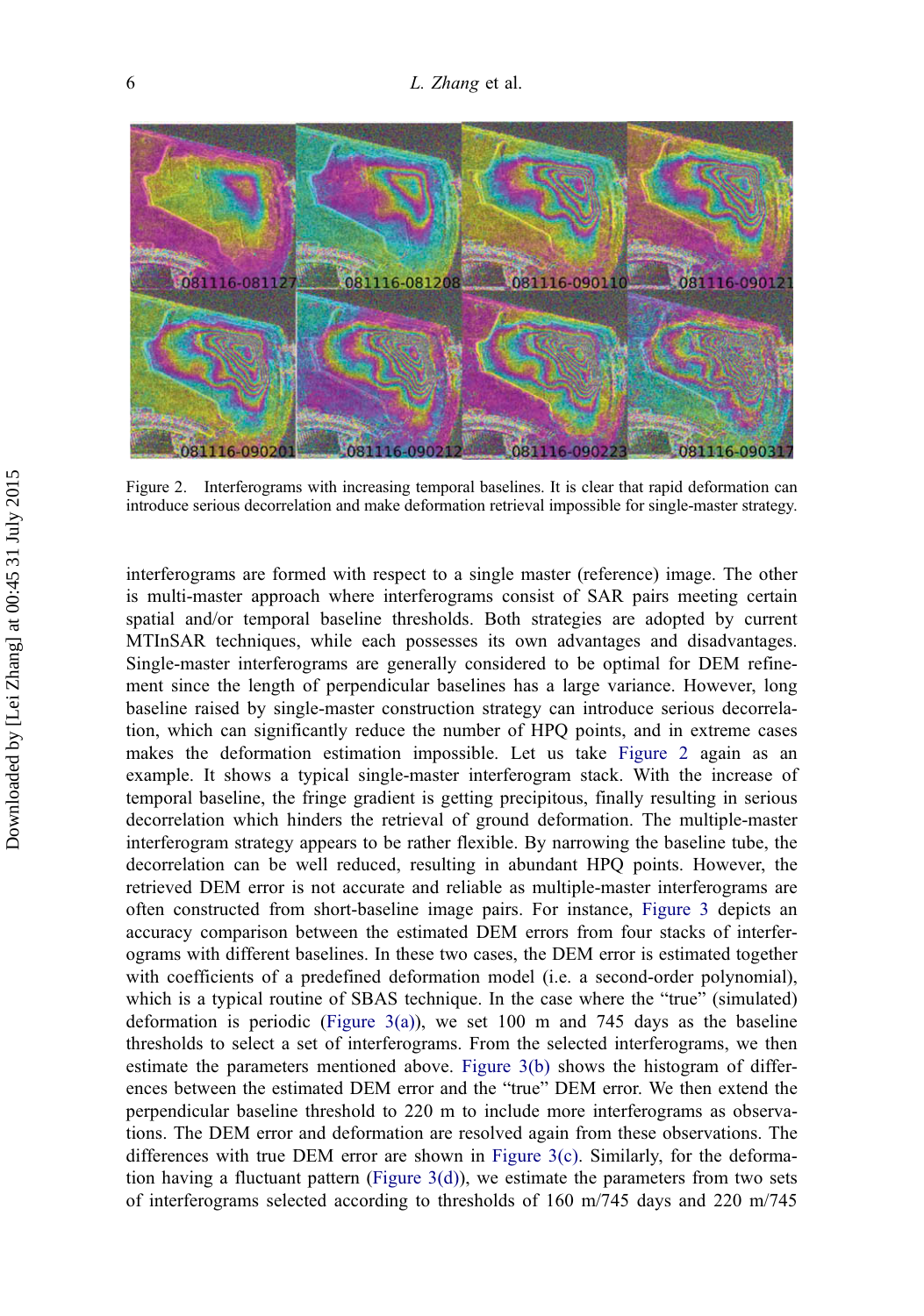Figure 2. Interferograms with increasing temporal baselines. It is clear that rapid deformation can introduce serious decorrelation and make deformation retrieval impossible for single-master strategy.

interferograms are formed with respect to a single master (reference) image. The other is multi-master approach where interferograms consist of SAR pairs meeting certain spatial and/or temporal baseline thresholds. Both strategies are adopted by current MTInSAR techniques, while each possesses its own advantages and disadvantages. Single-master interferograms are generally considered to be optimal for DEM refinement since the length of perpendicular baselines has a large variance. However, long baseline raised by single-master construction strategy can introduce serious decorrelation, which can significantly reduce the number of HPQ points, and in extreme cases makes the deformation estimation impossible. Let us take Figure 2 again as an example. It shows a typical single-master interferogram stack. With the increase of temporal baseline, the fringe gradient is getting precipitous, finally resulting in serious decorrelation which hinders the retrieval of ground deformation. The multiple-master interferogram strategy appears to be rather flexible. By narrowing the baseline tube, the decorrelation can be well reduced, resulting in abundant HPQ points. However, the retrieved DEM error is not accurate and reliable as multiple-master interferograms are often constructed from short-baseline image pairs. For instance, Figure 3 depicts an accuracy comparison between the estimated DEM errors from four stacks of interferograms with different baselines. In these two cases, the DEM error is estimated together with coefficients of a predefined deformation model (i.e. a second-order polynomial), which is a typical routine of SBAS technique. In the case where the "true" (simulated) deformation is periodic (Figure 3(a)), we set 100 m and 745 days as the baseline thresholds to select a set of interferograms. From the selected interferograms, we then estimate the parameters mentioned above. Figure 3(b) shows the histogram of differences between the estimated DEM error and the "true" DEM error. We then extend the perpendicular baseline threshold to 220 m to include more interferograms as observations. The DEM error and deformation are resolved again from these observations. The differences with true DEM error are shown in Figure 3(c). Similarly, for the deformation having a fluctuant pattern (Figure 3(d)), we estimate the parameters from two sets of interferograms selected according to thresholds of 160 m/745 days and 220 m/745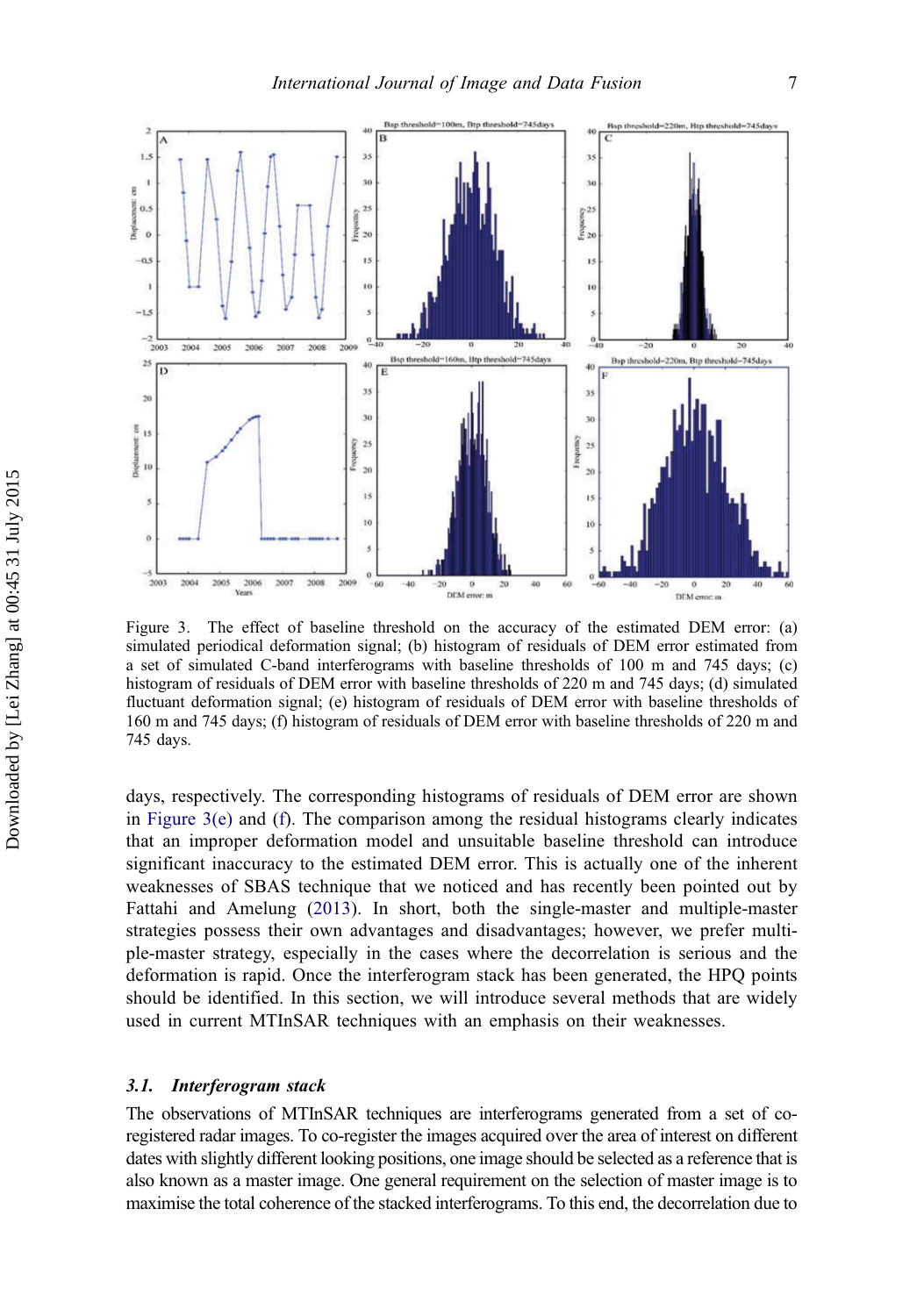Figure 3. The effect of baseline threshold on the accuracy of the estimated DEM error: (a) simulated periodical deformation signal; (b) histogram of residuals of DEM error estimated from a set of simulated C-band interferograms with baseline thresholds of 100 m and 745 days; (c) histogram of residuals of DEM error with baseline thresholds of 220 m and 745 days; (d) simulated fluctuant deformation signal; (e) histogram of residuals of DEM error with baseline thresholds of 160 m and 745 days; (f) histogram of residuals of DEM error with baseline thresholds of 220 m and 745 days.

days, respectively. The corresponding histograms of residuals of DEM error are shown in Figure 3(e) and (f). The comparison among the residual histograms clearly indicates that an improper deformation model and unsuitable baseline threshold can introduce significant inaccuracy to the estimated DEM error. This is actually one of the inherent weaknesses of SBAS technique that we noticed and has recently been pointed out by Fattahi and Amelung (2013). In short, both the single-master and multiple-master strategies possess their own advantages and disadvantages; however, we prefer multiple-master strategy, especially in the cases where the decorrelation is serious and the deformation is rapid. Once the interferogram stack has been generated, the HPQ points should be identified. In this section, we will introduce several methods that are widely used in current MTInSAR techniques with an emphasis on their weaknesses.

### *3.1. Interferogram stack*

The observations of MTInSAR techniques are interferograms generated from a set of co-registered radar images. To co-register the images acquired over the area of interest on different dates with slightly different looking positions, one image should be selected as a reference that is also known as a master image. One general requirement on the selection of master image is to maximise the total coherence of the stacked interferograms. To this end, the decorrelation due to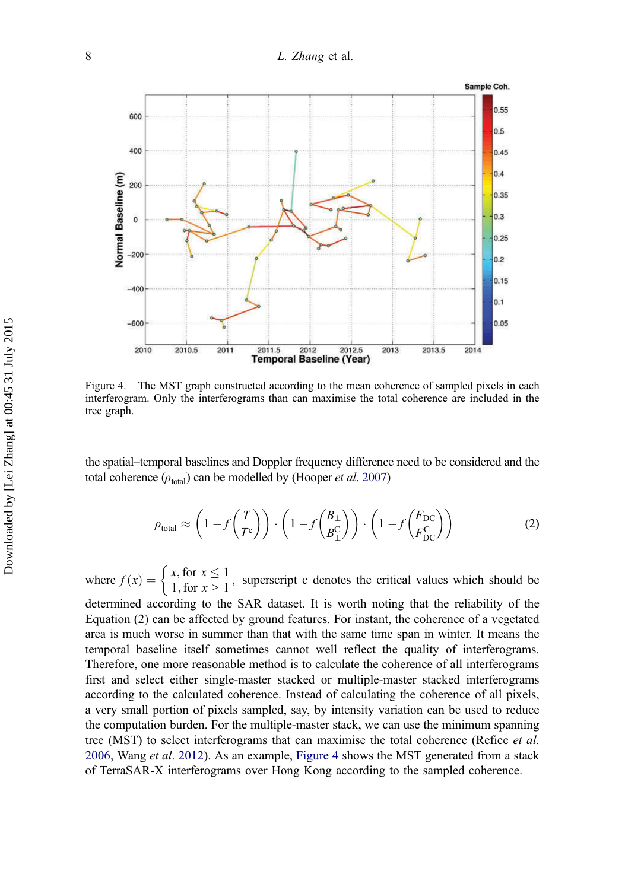Figure 4. The MST graph constructed according to the mean coherence of sampled pixels in each interferogram. Only the interferograms than can maximise the total coherence are included in the tree graph.

the spatial–temporal baselines and Doppler frequency difference need to be considered and the total coherence ($\rho_{\text{total}}$) can be modelled by (Hooper *et al.* 2007)

$$\rho_{\text{total}} \approx \left(1 - f\left(\frac{T}{T^{\text{c}}}\right)\right) \cdot \left(1 - f\left(\frac{B_{\perp}}{B_{\perp}^{\text{C}}}\right)\right) \cdot \left(1 - f\left(\frac{F_{\text{DC}}}{F_{\text{DC}}^{\text{C}}}\right)\right) \tag{2}$$

where $f(x) = \begin{cases} x, \text{for } x \leq 1 \\ 1, \text{for } x > 1 \end{cases}$, superscript c denotes the critical values which should be determined according to the SAR dataset. It is worth noting that the reliability of the Equation (2) can be affected by ground features. For instant, the coherence of a vegetated area is much worse in summer than that with the same time span in winter. It means the temporal baseline itself sometimes cannot well reflect the quality of interferograms. Therefore, one more reasonable method is to calculate the coherence of all interferograms first and select either single-master stacked or multiple-master stacked interferograms according to the calculated coherence. Instead of calculating the coherence of all pixels, a very small portion of pixels sampled, say, by intensity variation can be used to reduce the computation burden. For the multiple-master stack, we can use the minimum spanning tree (MST) to select interferograms that can maximise the total coherence (Refice *et al.* 2006, Wang *et al.* 2012). As an example, Figure 4 shows the MST generated from a stack of TerraSAR-X interferograms over Hong Kong according to the sampled coherence.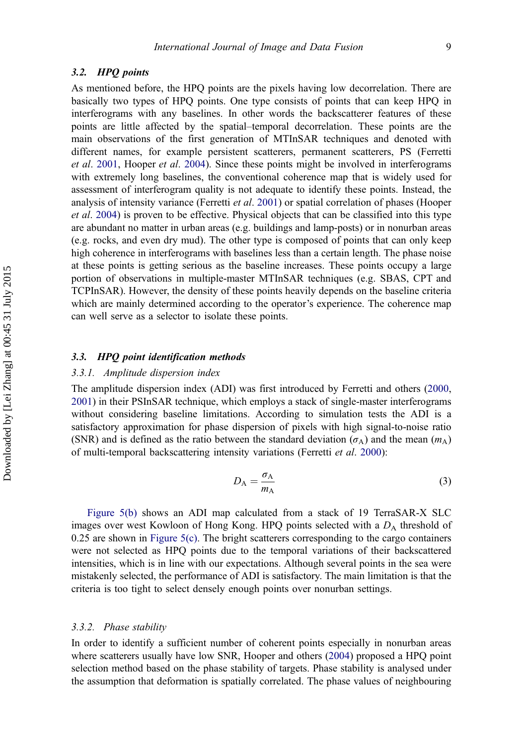### 3.2. HPQ points

As mentioned before, the HPQ points are the pixels having low decorrelation. There are basically two types of HPQ points. One type consists of points that can keep HPQ in interferograms with any baselines. In other words the backscatter features of these points are little affected by the spatial–temporal decorrelation. These points are the main observations of the first generation of MTInSAR techniques and denoted with different names, for example persistent scatterers, permanent scatterers, PS (Ferretti *et al*. 2001, Hooper *et al*. 2004). Since these points might be involved in interferograms with extremely long baselines, the conventional coherence map that is widely used for assessment of interferogram quality is not adequate to identify these points. Instead, the analysis of intensity variance (Ferretti *et al*. 2001) or spatial correlation of phases (Hooper *et al*. 2004) is proven to be effective. Physical objects that can be classified into this type are abundant no matter in urban areas (e.g. buildings and lamp-posts) or in nonurban areas (e.g. rocks, and even dry mud). The other type is composed of points that can only keep high coherence in interferograms with baselines less than a certain length. The phase noise at these points is getting serious as the baseline increases. These points occupy a large portion of observations in multiple-master MTInSAR techniques (e.g. SBAS, CPT and TCPInSAR). However, the density of these points heavily depends on the baseline criteria which are mainly determined according to the operator's experience. The coherence map can well serve as a selector to isolate these points.

### 3.3. HPQ point identification methods

#### 3.3.1. Amplitude dispersion index

The amplitude dispersion index (ADI) was first introduced by Ferretti and others (2000, 2001) in their PSInSAR technique, which employs a stack of single-master interferograms without considering baseline limitations. According to simulation tests the ADI is a satisfactory approximation for phase dispersion of pixels with high signal-to-noise ratio (SNR) and is defined as the ratio between the standard deviation ($\sigma_A$) and the mean ($m_A$) of multi-temporal backscattering intensity variations (Ferretti *et al*. 2000):

$$D_A = \frac{\sigma_A}{m_A} \tag{3}$$

Figure 5(b) shows an ADI map calculated from a stack of 19 TerraSAR-X SLC images over west Kowloon of Hong Kong. HPQ points selected with a $D_A$ threshold of 0.25 are shown in Figure 5(c). The bright scatterers corresponding to the cargo containers were not selected as HPQ points due to the temporal variations of their backscattered intensities, which is in line with our expectations. Although several points in the sea were mistakenly selected, the performance of ADI is satisfactory. The main limitation is that the criteria is too tight to select densely enough points over nonurban settings.

#### 3.3.2. Phase stability

In order to identify a sufficient number of coherent points especially in nonurban areas where scatterers usually have low SNR, Hooper and others (2004) proposed a HPQ point selection method based on the phase stability of targets. Phase stability is analysed under the assumption that deformation is spatially correlated. The phase values of neighbouring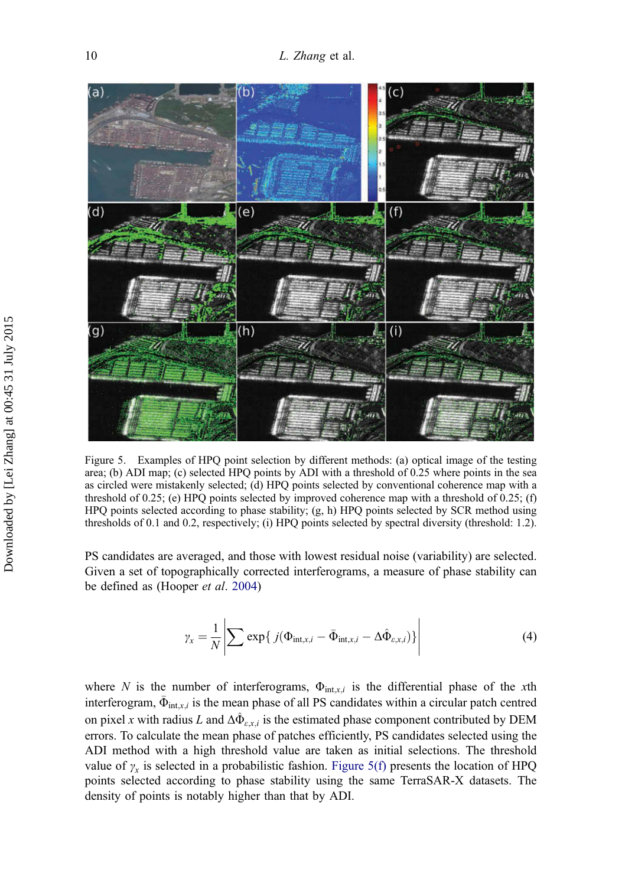Figure 5. Examples of HPQ point selection by different methods: (a) optical image of the testing area; (b) ADI map; (c) selected HPQ points by ADI with a threshold of 0.25 where points in the sea as circled were mistakenly selected; (d) HPQ points selected by conventional coherence map with a threshold of 0.25; (e) HPQ points selected by improved coherence map with a threshold of 0.25; (f) HPQ points selected according to phase stability; (g, h) HPQ points selected by SCR method using thresholds of 0.1 and 0.2, respectively; (i) HPQ points selected by spectral diversity (threshold: 1.2).

PS candidates are averaged, and those with lowest residual noise (variability) are selected. Given a set of topographically corrected interferograms, a measure of phase stability can be defined as (Hooper *et al*. 2004)

$$\gamma_x = \frac{1}{N}\left|\sum \exp\{\, j(\Phi_{\mathrm{int},x,i} - \bar{\Phi}_{\mathrm{int},x,i} - \Delta\hat{\Phi}_{\varepsilon,x,i})\}\right| \tag{4}$$

where $N$ is the number of interferograms, $\Phi_{\mathrm{int},x,i}$ is the differential phase of the $x$th interferogram, $\bar{\Phi}_{\mathrm{int},x,i}$ is the mean phase of all PS candidates within a circular patch centred on pixel $x$ with radius $L$ and $\Delta\hat{\Phi}_{\varepsilon,x,i}$ is the estimated phase component contributed by DEM errors. To calculate the mean phase of patches efficiently, PS candidates selected using the ADI method with a high threshold value are taken as initial selections. The threshold value of $\gamma_x$ is selected in a probabilistic fashion. Figure 5(f) presents the location of HPQ points selected according to phase stability using the same TerraSAR-X datasets. The density of points is notably higher than that by ADI.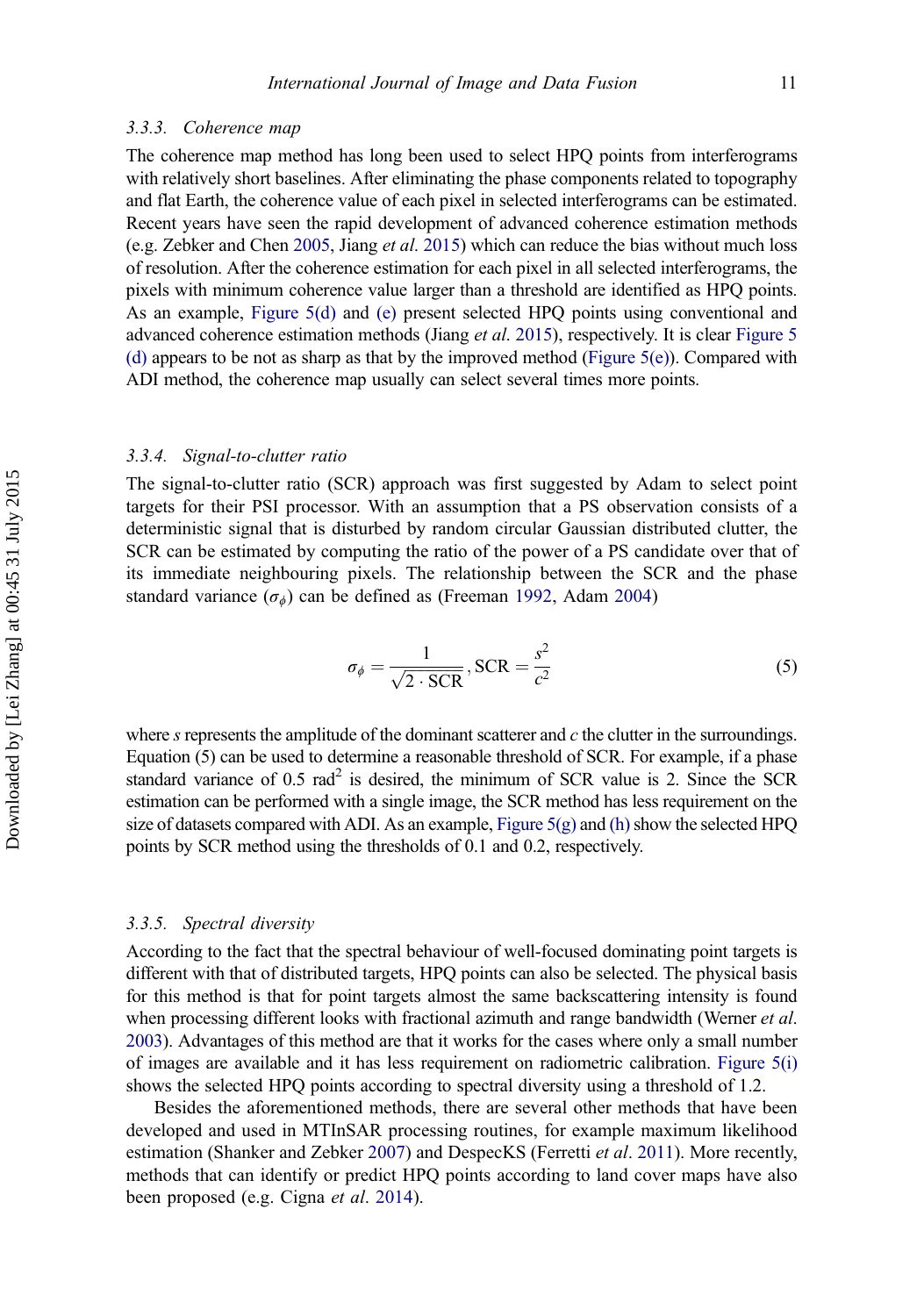### 3.3.3. *Coherence map*

The coherence map method has long been used to select HPQ points from interferograms with relatively short baselines. After eliminating the phase components related to topography and flat Earth, the coherence value of each pixel in selected interferograms can be estimated. Recent years have seen the rapid development of advanced coherence estimation methods (e.g. Zebker and Chen 2005, Jiang *et al*. 2015) which can reduce the bias without much loss of resolution. After the coherence estimation for each pixel in all selected interferograms, the pixels with minimum coherence value larger than a threshold are identified as HPQ points. As an example, Figure 5(d) and (e) present selected HPQ points using conventional and advanced coherence estimation methods (Jiang *et al*. 2015), respectively. It is clear Figure 5 (d) appears to be not as sharp as that by the improved method (Figure 5(e)). Compared with ADI method, the coherence map usually can select several times more points.

### 3.3.4. *Signal-to-clutter ratio*

The signal-to-clutter ratio (SCR) approach was first suggested by Adam to select point targets for their PSI processor. With an assumption that a PS observation consists of a deterministic signal that is disturbed by random circular Gaussian distributed clutter, the SCR can be estimated by computing the ratio of the power of a PS candidate over that of its immediate neighbouring pixels. The relationship between the SCR and the phase standard variance ($\sigma_\phi$) can be defined as (Freeman 1992, Adam 2004)

$$\sigma_\phi = \frac{1}{\sqrt{2 \cdot \mathrm{SCR}}}, \mathrm{SCR} = \frac{s^2}{c^2} \tag{5}$$

where $s$ represents the amplitude of the dominant scatterer and $c$ the clutter in the surroundings. Equation (5) can be used to determine a reasonable threshold of SCR. For example, if a phase standard variance of 0.5 rad$^2$ is desired, the minimum of SCR value is 2. Since the SCR estimation can be performed with a single image, the SCR method has less requirement on the size of datasets compared with ADI. As an example, Figure 5(g) and (h) show the selected HPQ points by SCR method using the thresholds of 0.1 and 0.2, respectively.

### 3.3.5. *Spectral diversity*

According to the fact that the spectral behaviour of well-focused dominating point targets is different with that of distributed targets, HPQ points can also be selected. The physical basis for this method is that for point targets almost the same backscattering intensity is found when processing different looks with fractional azimuth and range bandwidth (Werner *et al*. 2003). Advantages of this method are that it works for the cases where only a small number of images are available and it has less requirement on radiometric calibration. Figure 5(i) shows the selected HPQ points according to spectral diversity using a threshold of 1.2.

Besides the aforementioned methods, there are several other methods that have been developed and used in MTInSAR processing routines, for example maximum likelihood estimation (Shanker and Zebker 2007) and DespecKS (Ferretti *et al*. 2011). More recently, methods that can identify or predict HPQ points according to land cover maps have also been proposed (e.g. Cigna *et al*. 2014).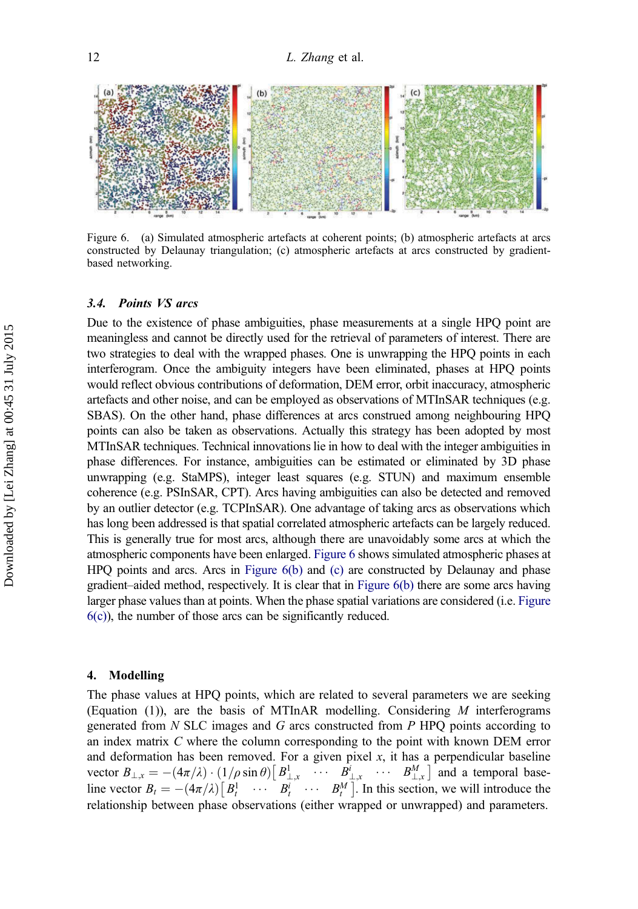Figure 6. (a) Simulated atmospheric artefacts at coherent points; (b) atmospheric artefacts at arcs constructed by Delaunay triangulation; (c) atmospheric artefacts at arcs constructed by gradient-based networking.

### 3.4. *Points VS arcs*

Due to the existence of phase ambiguities, phase measurements at a single HPQ point are meaningless and cannot be directly used for the retrieval of parameters of interest. There are two strategies to deal with the wrapped phases. One is unwrapping the HPQ points in each interferogram. Once the ambiguity integers have been eliminated, phases at HPQ points would reflect obvious contributions of deformation, DEM error, orbit inaccuracy, atmospheric artefacts and other noise, and can be employed as observations of MTInSAR techniques (e.g. SBAS). On the other hand, phase differences at arcs construed among neighbouring HPQ points can also be taken as observations. Actually this strategy has been adopted by most MTInSAR techniques. Technical innovations lie in how to deal with the integer ambiguities in phase differences. For instance, ambiguities can be estimated or eliminated by 3D phase unwrapping (e.g. StaMPS), integer least squares (e.g. STUN) and maximum ensemble coherence (e.g. PSInSAR, CPT). Arcs having ambiguities can also be detected and removed by an outlier detector (e.g. TCPInSAR). One advantage of taking arcs as observations which has long been addressed is that spatial correlated atmospheric artefacts can be largely reduced. This is generally true for most arcs, although there are unavoidably some arcs at which the atmospheric components have been enlarged. Figure 6 shows simulated atmospheric phases at HPQ points and arcs. Arcs in Figure 6(b) and (c) are constructed by Delaunay and phase gradient–aided method, respectively. It is clear that in Figure 6(b) there are some arcs having larger phase values than at points. When the phase spatial variations are considered (i.e. Figure 6(c)), the number of those arcs can be significantly reduced.

## 4. Modelling

The phase values at HPQ points, which are related to several parameters we are seeking (Equation (1)), are the basis of MTInAR modelling. Considering $M$ interferograms generated from $N$ SLC images and $G$ arcs constructed from $P$ HPQ points according to an index matrix $C$ where the column corresponding to the point with known DEM error and deformation has been removed. For a given pixel $x$, it has a perpendicular baseline vector $B_{\perp,x} = -(4\pi/\lambda)\cdot(1/\rho\sin\theta)\left[B^1_{\perp,x} \quad \cdots \quad B^i_{\perp,x} \quad \cdots \quad B^M_{\perp,x}\right]$ and a temporal baseline vector $B_t = -(4\pi/\lambda)\left[B^1_t \quad \cdots \quad B^i_t \quad \cdots \quad B^M_t\right]$. In this section, we will introduce the relationship between phase observations (either wrapped or unwrapped) and parameters.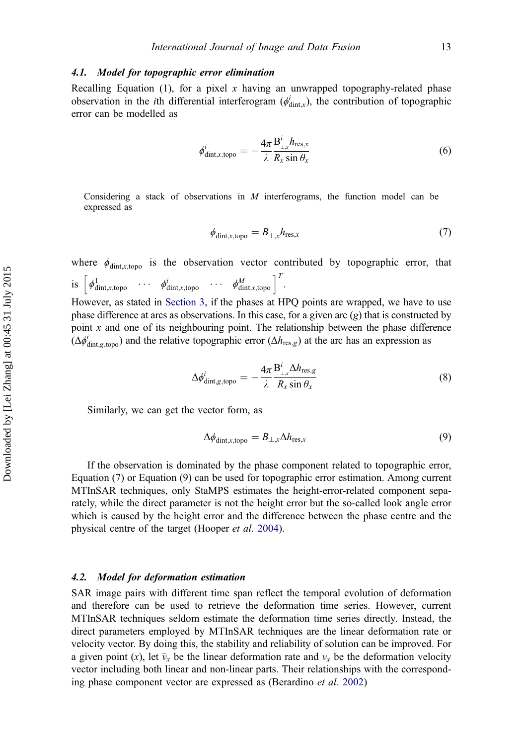### 4.1. Model for topographic error elimination

Recalling Equation (1), for a pixel $x$ having an unwrapped topography-related phase observation in the $i$th differential interferogram ($\phi^i_{\text{dint},x}$), the contribution of topographic error can be modelled as

$$\phi^i_{\text{dint},x,\text{topo}} = -\frac{4\pi}{\lambda}\frac{\mathrm{B}^i_{\perp,x}h_{\text{res},x}}{R_x \sin\theta_x} \tag{6}$$

Considering a stack of observations in $M$ interferograms, the function model can be expressed as

$$\phi_{\text{dint},x,\text{topo}} = B_{\perp,x}h_{\text{res},x} \tag{7}$$

where $\phi_{\text{dint},x,\text{topo}}$ is the observation vector contributed by topographic error, that is $\begin{bmatrix}\phi^1_{\text{dint},x,\text{topo}} & \cdots & \phi^i_{\text{dint},x,\text{topo}} & \cdots & \phi^M_{\text{dint},x,\text{topo}}\end{bmatrix}^T$.

However, as stated in Section 3, if the phases at HPQ points are wrapped, we have to use phase difference at arcs as observations. In this case, for a given arc ($g$) that is constructed by point $x$ and one of its neighbouring point. The relationship between the phase difference ($\Delta\phi^i_{\text{dint},g,\text{topo}}$) and the relative topographic error ($\Delta h_{\text{res},g}$) at the arc has an expression as

$$\Delta\phi^i_{\text{dint},g,\text{topo}} = -\frac{4\pi}{\lambda}\frac{\mathrm{B}^i_{\perp,x}\Delta h_{\text{res},g}}{R_x \sin\theta_x} \tag{8}$$

Similarly, we can get the vector form, as

$$\Delta\phi_{\text{dint},x,\text{topo}} = B_{\perp,x}\Delta h_{\text{res},x} \tag{9}$$

If the observation is dominated by the phase component related to topographic error, Equation (7) or Equation (9) can be used for topographic error estimation. Among current MTInSAR techniques, only StaMPS estimates the height-error-related component separately, while the direct parameter is not the height error but the so-called look angle error which is caused by the height error and the difference between the phase centre and the physical centre of the target (Hooper *et al*. 2004).

### 4.2. Model for deformation estimation

SAR image pairs with different time span reflect the temporal evolution of deformation and therefore can be used to retrieve the deformation time series. However, current MTInSAR techniques seldom estimate the deformation time series directly. Instead, the direct parameters employed by MTInSAR techniques are the linear deformation rate or velocity vector. By doing this, the stability and reliability of solution can be improved. For a given point ($x$), let $\bar{v}_x$ be the linear deformation rate and $v_x$ be the deformation velocity vector including both linear and non-linear parts. Their relationships with the corresponding phase component vector are expressed as (Berardino *et al*. 2002)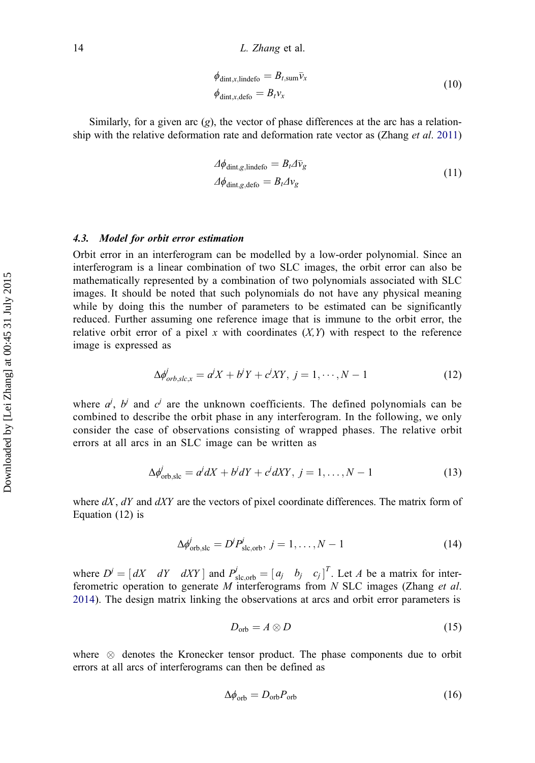$$\phi_{\text{dint},x,\text{lindefo}} = B_{t,\text{sum}}\bar{v}_x$$
$$\phi_{\text{dint},x,\text{defo}} = B_t v_x \tag{10}$$

Similarly, for a given arc ($g$), the vector of phase differences at the arc has a relationship with the relative deformation rate and deformation rate vector as (Zhang *et al*. 2011)

$$\Delta\phi_{\text{dint},g,\text{lindefo}} = B_t \Delta\bar{v}_g$$
$$\Delta\phi_{\text{dint},g,\text{defo}} = B_t \Delta v_g \tag{11}$$

### 4.3. *Model for orbit error estimation*

Orbit error in an interferogram can be modelled by a low-order polynomial. Since an interferogram is a linear combination of two SLC images, the orbit error can also be mathematically represented by a combination of two polynomials associated with SLC images. It should be noted that such polynomials do not have any physical meaning while by doing this the number of parameters to be estimated can be significantly reduced. Further assuming one reference image that is immune to the orbit error, the relative orbit error of a pixel $x$ with coordinates $(X,Y)$ with respect to the reference image is expressed as

$$\Delta\phi^j_{orb,slc,x} = a^j X + b^j Y + c^j XY, \; j = 1, \cdots, N-1 \tag{12}$$

where $a^j$, $b^j$ and $c^j$ are the unknown coefficients. The defined polynomials can be combined to describe the orbit phase in any interferogram. In the following, we only consider the case of observations consisting of wrapped phases. The relative orbit errors at all arcs in an SLC image can be written as

$$\Delta\phi^j_{\text{orb,slc}} = a^j dX + b^j dY + c^j dXY, \; j = 1, \ldots, N-1 \tag{13}$$

where $dX$, $dY$ and $dXY$ are the vectors of pixel coordinate differences. The matrix form of Equation (12) is

$$\Delta\phi^j_{\text{orb,slc}} = D^j P^j_{\text{slc,orb}}, \; j = 1, \ldots, N-1 \tag{14}$$

where $D^j = [\,dX \quad dY \quad dXY\,]$ and $P^j_{\text{slc,orb}} = [\,a_j \quad b_j \quad c_j\,]^T$. Let $A$ be a matrix for interferometric operation to generate $M$ interferograms from $N$ SLC images (Zhang *et al*. 2014). The design matrix linking the observations at arcs and orbit error parameters is

$$D_{\text{orb}} = A \otimes D \tag{15}$$

where $\otimes$ denotes the Kronecker tensor product. The phase components due to orbit errors at all arcs of interferograms can then be defined as

$$\Delta\phi_{\text{orb}} = D_{\text{orb}} P_{\text{orb}} \tag{16}$$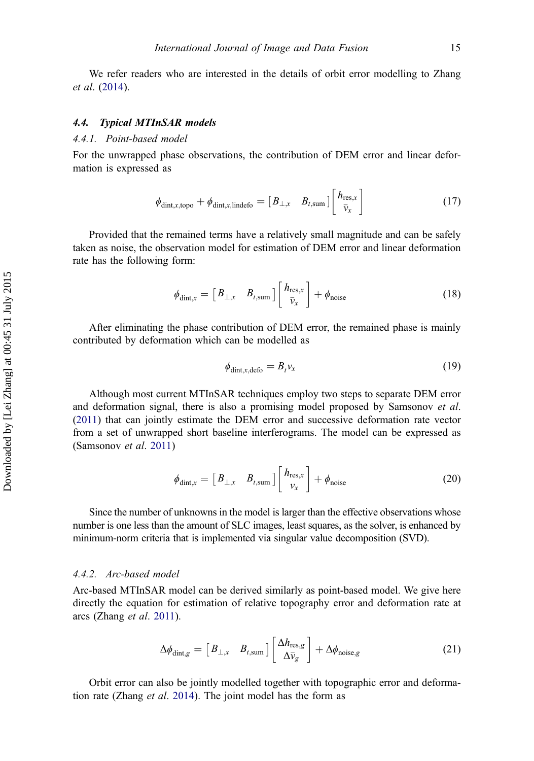We refer readers who are interested in the details of orbit error modelling to Zhang *et al*. (2014).

### 4.4. Typical MTInSAR models

#### 4.4.1. Point-based model

For the unwrapped phase observations, the contribution of DEM error and linear deformation is expressed as

$$\phi_{\text{dint},x,\text{topo}} + \phi_{\text{dint},x,\text{lindefo}} = \begin{bmatrix} B_{\perp,x} & B_{t,\text{sum}} \end{bmatrix} \begin{bmatrix} h_{\text{res},x} \\ \bar{v}_x \end{bmatrix} \tag{17}$$

Provided that the remained terms have a relatively small magnitude and can be safely taken as noise, the observation model for estimation of DEM error and linear deformation rate has the following form:

$$\phi_{\text{dint},x} = \begin{bmatrix} B_{\perp,x} & B_{t,\text{sum}} \end{bmatrix} \begin{bmatrix} h_{\text{res},x} \\ \bar{v}_x \end{bmatrix} + \phi_{\text{noise}} \tag{18}$$

After eliminating the phase contribution of DEM error, the remained phase is mainly contributed by deformation which can be modelled as

$$\phi_{\text{dint},x,\text{defo}} = B_t v_x \tag{19}$$

Although most current MTInSAR techniques employ two steps to separate DEM error and deformation signal, there is also a promising model proposed by Samsonov *et al*. (2011) that can jointly estimate the DEM error and successive deformation rate vector from a set of unwrapped short baseline interferograms. The model can be expressed as (Samsonov *et al*. 2011)

$$\phi_{\text{dint},x} = \begin{bmatrix} B_{\perp,x} & B_{t,\text{sum}} \end{bmatrix} \begin{bmatrix} h_{\text{res},x} \\ v_x \end{bmatrix} + \phi_{\text{noise}} \tag{20}$$

Since the number of unknowns in the model is larger than the effective observations whose number is one less than the amount of SLC images, least squares, as the solver, is enhanced by minimum-norm criteria that is implemented via singular value decomposition (SVD).

#### 4.4.2. Arc-based model

Arc-based MTInSAR model can be derived similarly as point-based model. We give here directly the equation for estimation of relative topography error and deformation rate at arcs (Zhang *et al*. 2011).

$$\Delta\phi_{\text{dint},g} = \begin{bmatrix} B_{\perp,x} & B_{t,\text{sum}} \end{bmatrix} \begin{bmatrix} \Delta h_{\text{res},g} \\ \Delta\bar{v}_g \end{bmatrix} + \Delta\phi_{\text{noise},g} \tag{21}$$

Orbit error can also be jointly modelled together with topographic error and deformation rate (Zhang *et al*. 2014). The joint model has the form as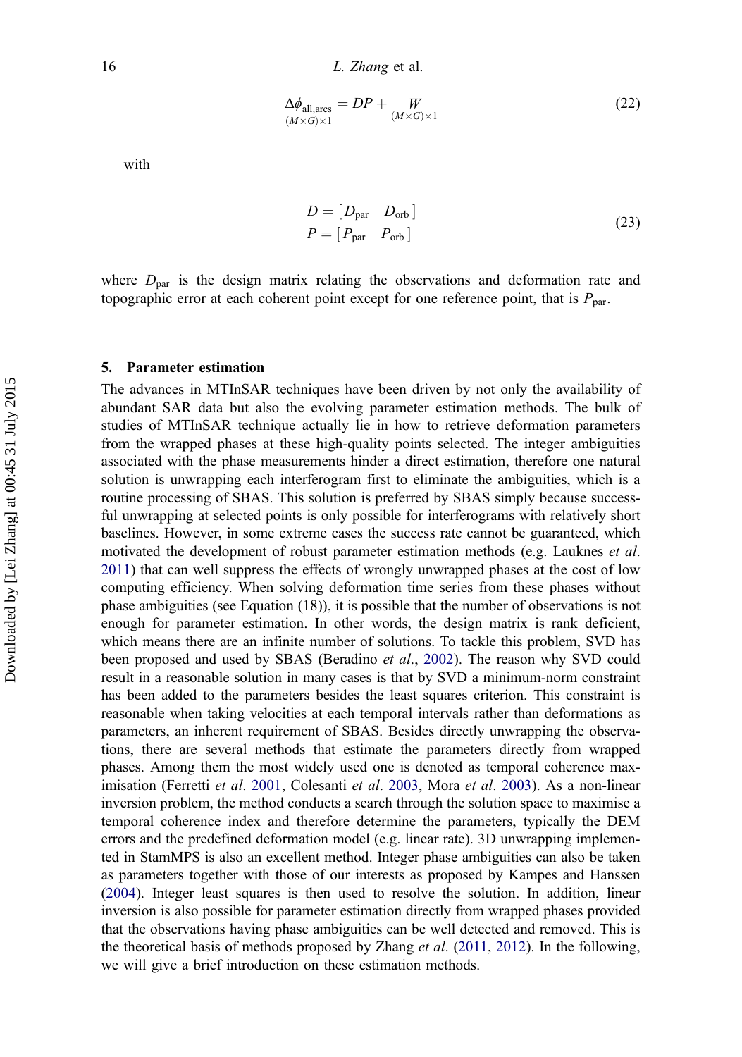$$\underset{(M \times G) \times 1}{\Delta\phi_{\text{all,arcs}}} = DP + \underset{(M \times G) \times 1}{W} \tag{22}$$

with

$$\begin{aligned} D &= \begin{bmatrix} D_{\text{par}} & D_{\text{orb}} \end{bmatrix} \\ P &= \begin{bmatrix} P_{\text{par}} & P_{\text{orb}} \end{bmatrix} \end{aligned} \tag{23}$$

where $D_{\text{par}}$ is the design matrix relating the observations and deformation rate and topographic error at each coherent point except for one reference point, that is $P_{\text{par}}$.

## 5. Parameter estimation

The advances in MTInSAR techniques have been driven by not only the availability of abundant SAR data but also the evolving parameter estimation methods. The bulk of studies of MTInSAR technique actually lie in how to retrieve deformation parameters from the wrapped phases at these high-quality points selected. The integer ambiguities associated with the phase measurements hinder a direct estimation, therefore one natural solution is unwrapping each interferogram first to eliminate the ambiguities, which is a routine processing of SBAS. This solution is preferred by SBAS simply because successful unwrapping at selected points is only possible for interferograms with relatively short baselines. However, in some extreme cases the success rate cannot be guaranteed, which motivated the development of robust parameter estimation methods (e.g. Lauknes *et al*. 2011) that can well suppress the effects of wrongly unwrapped phases at the cost of low computing efficiency. When solving deformation time series from these phases without phase ambiguities (see Equation (18)), it is possible that the number of observations is not enough for parameter estimation. In other words, the design matrix is rank deficient, which means there are an infinite number of solutions. To tackle this problem, SVD has been proposed and used by SBAS (Beradino *et al*., 2002). The reason why SVD could result in a reasonable solution in many cases is that by SVD a minimum-norm constraint has been added to the parameters besides the least squares criterion. This constraint is reasonable when taking velocities at each temporal intervals rather than deformations as parameters, an inherent requirement of SBAS. Besides directly unwrapping the observations, there are several methods that estimate the parameters directly from wrapped phases. Among them the most widely used one is denoted as temporal coherence maximisation (Ferretti *et al*. 2001, Colesanti *et al*. 2003, Mora *et al*. 2003). As a non-linear inversion problem, the method conducts a search through the solution space to maximise a temporal coherence index and therefore determine the parameters, typically the DEM errors and the predefined deformation model (e.g. linear rate). 3D unwrapping implemented in StamMPS is also an excellent method. Integer phase ambiguities can also be taken as parameters together with those of our interests as proposed by Kampes and Hanssen (2004). Integer least squares is then used to resolve the solution. In addition, linear inversion is also possible for parameter estimation directly from wrapped phases provided that the observations having phase ambiguities can be well detected and removed. This is the theoretical basis of methods proposed by Zhang *et al*. (2011, 2012). In the following, we will give a brief introduction on these estimation methods.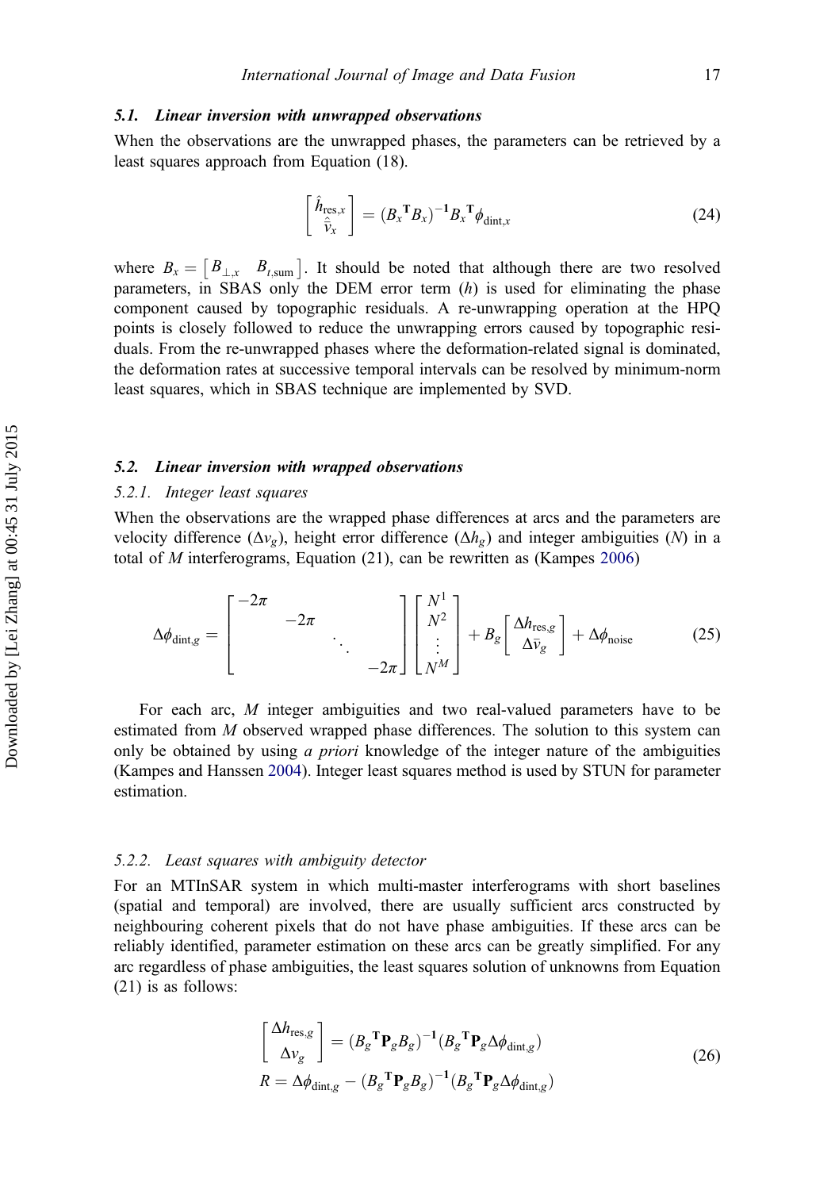### 5.1. Linear inversion with unwrapped observations

When the observations are the unwrapped phases, the parameters can be retrieved by a least squares approach from Equation (18).

$$\begin{bmatrix} \hat{h}_{\text{res},x} \\ \hat{\bar{v}}_x \end{bmatrix} = (B_x{}^{\mathbf{T}} B_x)^{-\mathbf{1}} B_x{}^{\mathbf{T}} \phi_{\text{dint},x} \tag{24}$$

where $B_x = \begin{bmatrix} B_{\perp,x} & B_{t,\text{sum}} \end{bmatrix}$. It should be noted that although there are two resolved parameters, in SBAS only the DEM error term ($h$) is used for eliminating the phase component caused by topographic residuals. A re-unwrapping operation at the HPQ points is closely followed to reduce the unwrapping errors caused by topographic residuals. From the re-unwrapped phases where the deformation-related signal is dominated, the deformation rates at successive temporal intervals can be resolved by minimum-norm least squares, which in SBAS technique are implemented by SVD.

### 5.2. Linear inversion with wrapped observations

#### 5.2.1. Integer least squares

When the observations are the wrapped phase differences at arcs and the parameters are velocity difference ($\Delta v_g$), height error difference ($\Delta h_g$) and integer ambiguities ($N$) in a total of $M$ interferograms, Equation (21), can be rewritten as (Kampes 2006)

$$\Delta\phi_{\text{dint},g} = \begin{bmatrix} -2\pi & & & \\ & -2\pi & & \\ & & \ddots & \\ & & & -2\pi \end{bmatrix} \begin{bmatrix} N^1 \\ N^2 \\ \vdots \\ N^M \end{bmatrix} + B_g \begin{bmatrix} \Delta h_{\text{res},g} \\ \Delta\bar{v}_g \end{bmatrix} + \Delta\phi_{\text{noise}} \tag{25}$$

For each arc, $M$ integer ambiguities and two real-valued parameters have to be estimated from $M$ observed wrapped phase differences. The solution to this system can only be obtained by using *a priori* knowledge of the integer nature of the ambiguities (Kampes and Hanssen 2004). Integer least squares method is used by STUN for parameter estimation.

#### 5.2.2. Least squares with ambiguity detector

For an MTInSAR system in which multi-master interferograms with short baselines (spatial and temporal) are involved, there are usually sufficient arcs constructed by neighbouring coherent pixels that do not have phase ambiguities. If these arcs can be reliably identified, parameter estimation on these arcs can be greatly simplified. For any arc regardless of phase ambiguities, the least squares solution of unknowns from Equation (21) is as follows:

$$\begin{gathered} \begin{bmatrix} \Delta h_{\text{res},g} \\ \Delta v_g \end{bmatrix} = (B_g{}^{\mathbf{T}} \mathbf{P}_g B_g)^{-\mathbf{1}} (B_g{}^{\mathbf{T}} \mathbf{P}_g \Delta\phi_{\text{dint},g}) \\ R = \Delta\phi_{\text{dint},g} - (B_g{}^{\mathbf{T}} \mathbf{P}_g B_g)^{-\mathbf{1}} (B_g{}^{\mathbf{T}} \mathbf{P}_g \Delta\phi_{\text{dint},g}) \end{gathered} \tag{26}$$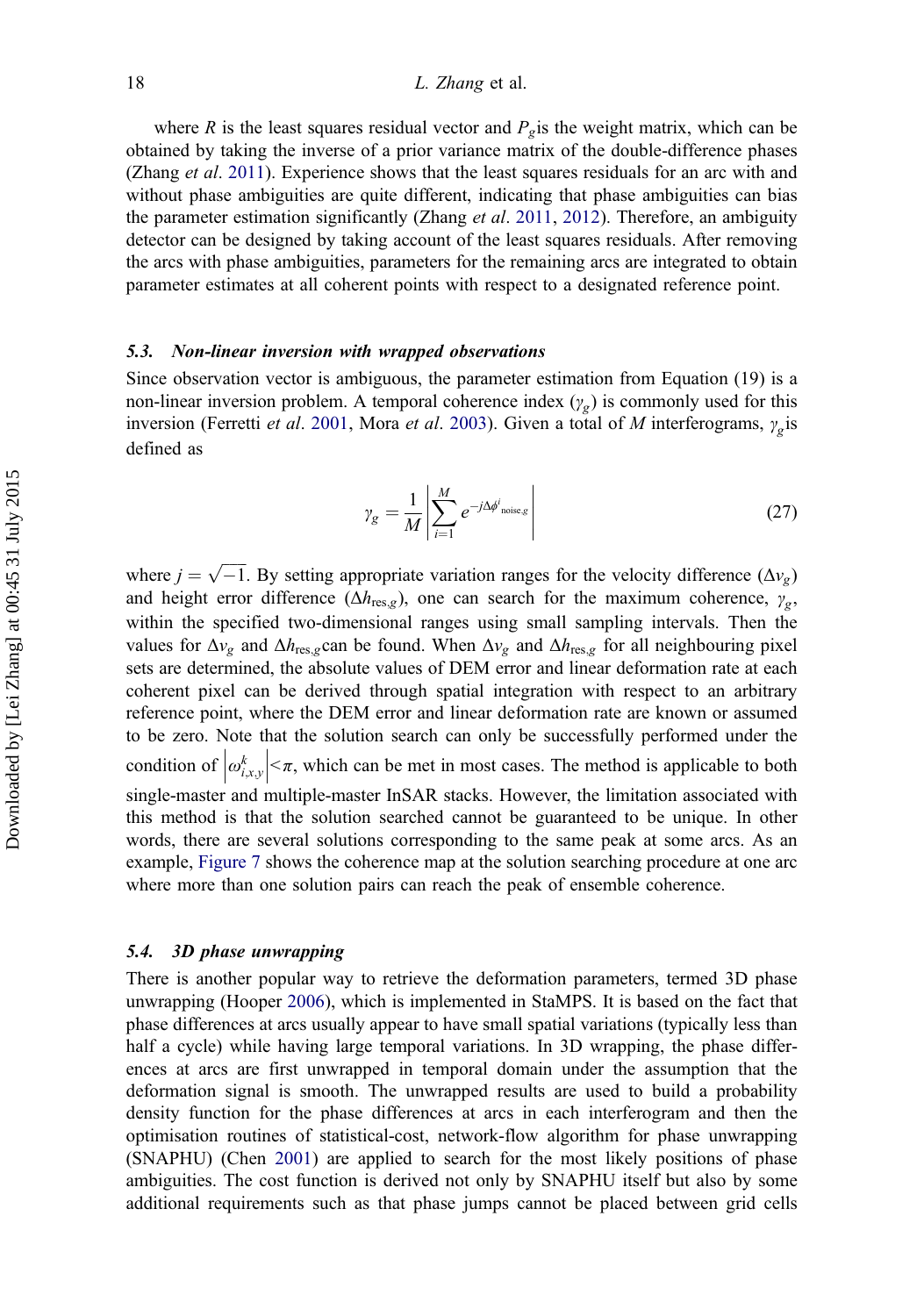where $R$ is the least squares residual vector and $P_g$is the weight matrix, which can be obtained by taking the inverse of a prior variance matrix of the double-difference phases (Zhang *et al*. 2011). Experience shows that the least squares residuals for an arc with and without phase ambiguities are quite different, indicating that phase ambiguities can bias the parameter estimation significantly (Zhang *et al*. 2011, 2012). Therefore, an ambiguity detector can be designed by taking account of the least squares residuals. After removing the arcs with phase ambiguities, parameters for the remaining arcs are integrated to obtain parameter estimates at all coherent points with respect to a designated reference point.

### 5.3. Non-linear inversion with wrapped observations

Since observation vector is ambiguous, the parameter estimation from Equation (19) is a non-linear inversion problem. A temporal coherence index ($\gamma_g$) is commonly used for this inversion (Ferretti *et al*. 2001, Mora *et al*. 2003). Given a total of $M$ interferograms, $\gamma_g$is defined as

$$\gamma_g = \frac{1}{M}\left|\sum_{i=1}^{M} e^{-j\Delta\phi^{i}_{\text{noise},g}}\right| \tag{27}$$

where $j = \sqrt{-1}$. By setting appropriate variation ranges for the velocity difference ($\Delta v_g$) and height error difference ($\Delta h_{\text{res},g}$), one can search for the maximum coherence, $\gamma_g$, within the specified two-dimensional ranges using small sampling intervals. Then the values for $\Delta v_g$ and $\Delta h_{\text{res},g}$can be found. When $\Delta v_g$ and $\Delta h_{\text{res},g}$ for all neighbouring pixel sets are determined, the absolute values of DEM error and linear deformation rate at each coherent pixel can be derived through spatial integration with respect to an arbitrary reference point, where the DEM error and linear deformation rate are known or assumed to be zero. Note that the solution search can only be successfully performed under the condition of $\left|\omega^{k}_{i,x,y}\right| < \pi$, which can be met in most cases. The method is applicable to both single-master and multiple-master InSAR stacks. However, the limitation associated with this method is that the solution searched cannot be guaranteed to be unique. In other words, there are several solutions corresponding to the same peak at some arcs. As an example, Figure 7 shows the coherence map at the solution searching procedure at one arc where more than one solution pairs can reach the peak of ensemble coherence.

### 5.4. 3D phase unwrapping

There is another popular way to retrieve the deformation parameters, termed 3D phase unwrapping (Hooper 2006), which is implemented in StaMPS. It is based on the fact that phase differences at arcs usually appear to have small spatial variations (typically less than half a cycle) while having large temporal variations. In 3D wrapping, the phase differences at arcs are first unwrapped in temporal domain under the assumption that the deformation signal is smooth. The unwrapped results are used to build a probability density function for the phase differences at arcs in each interferogram and then the optimisation routines of statistical-cost, network-flow algorithm for phase unwrapping (SNAPHU) (Chen 2001) are applied to search for the most likely positions of phase ambiguities. The cost function is derived not only by SNAPHU itself but also by some additional requirements such as that phase jumps cannot be placed between grid cells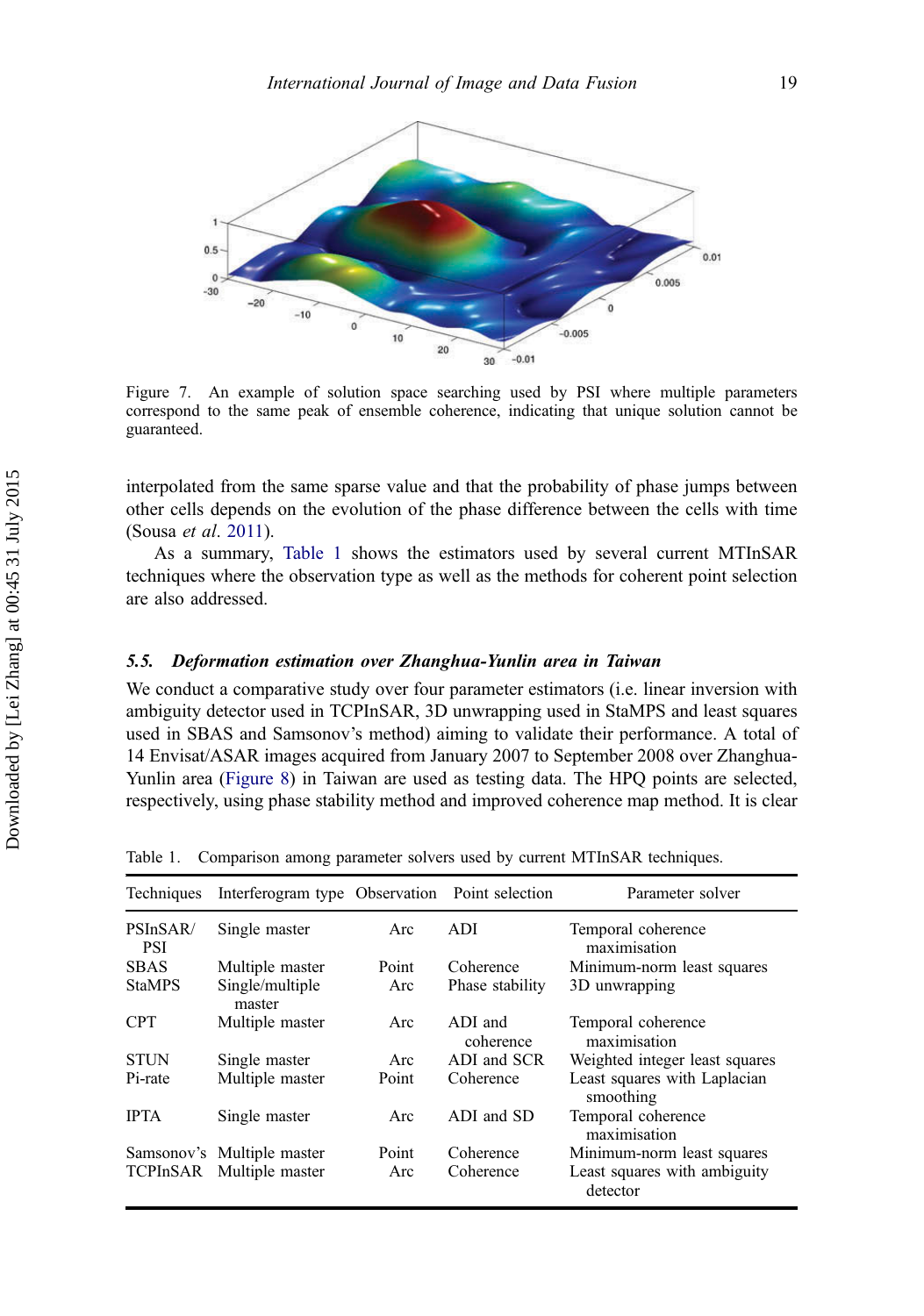Figure 7. An example of solution space searching used by PSI where multiple parameters correspond to the same peak of ensemble coherence, indicating that unique solution cannot be guaranteed.

interpolated from the same sparse value and that the probability of phase jumps between other cells depends on the evolution of the phase difference between the cells with time (Sousa *et al*. 2011).

As a summary, Table 1 shows the estimators used by several current MTInSAR techniques where the observation type as well as the methods for coherent point selection are also addressed.

### *5.5. Deformation estimation over Zhanghua-Yunlin area in Taiwan*

We conduct a comparative study over four parameter estimators (i.e. linear inversion with ambiguity detector used in TCPInSAR, 3D unwrapping used in StaMPS and least squares used in SBAS and Samsonov's method) aiming to validate their performance. A total of 14 Envisat/ASAR images acquired from January 2007 to September 2008 over Zhanghua-Yunlin area (Figure 8) in Taiwan are used as testing data. The HPQ points are selected, respectively, using phase stability method and improved coherence map method. It is clear

Table 1. Comparison among parameter solvers used by current MTInSAR techniques.

| Techniques | Interferogram type | Observation | Point selection | Parameter solver |
|---|---|---|---|---|
| PSInSAR/PSI | Single master | Arc | ADI | Temporal coherence maximisation |
| SBAS | Multiple master | Point | Coherence | Minimum-norm least squares |
| StaMPS | Single/multiple master | Arc | Phase stability | 3D unwrapping |
| CPT | Multiple master | Arc | ADI and coherence | Temporal coherence maximisation |
| STUN | Single master | Arc | ADI and SCR | Weighted integer least squares |
| Pi-rate | Multiple master | Point | Coherence | Least squares with Laplacian smoothing |
| IPTA | Single master | Arc | ADI and SD | Temporal coherence maximisation |
| Samsonov's | Multiple master | Point | Coherence | Minimum-norm least squares |
| TCPInSAR | Multiple master | Arc | Coherence | Least squares with ambiguity detector |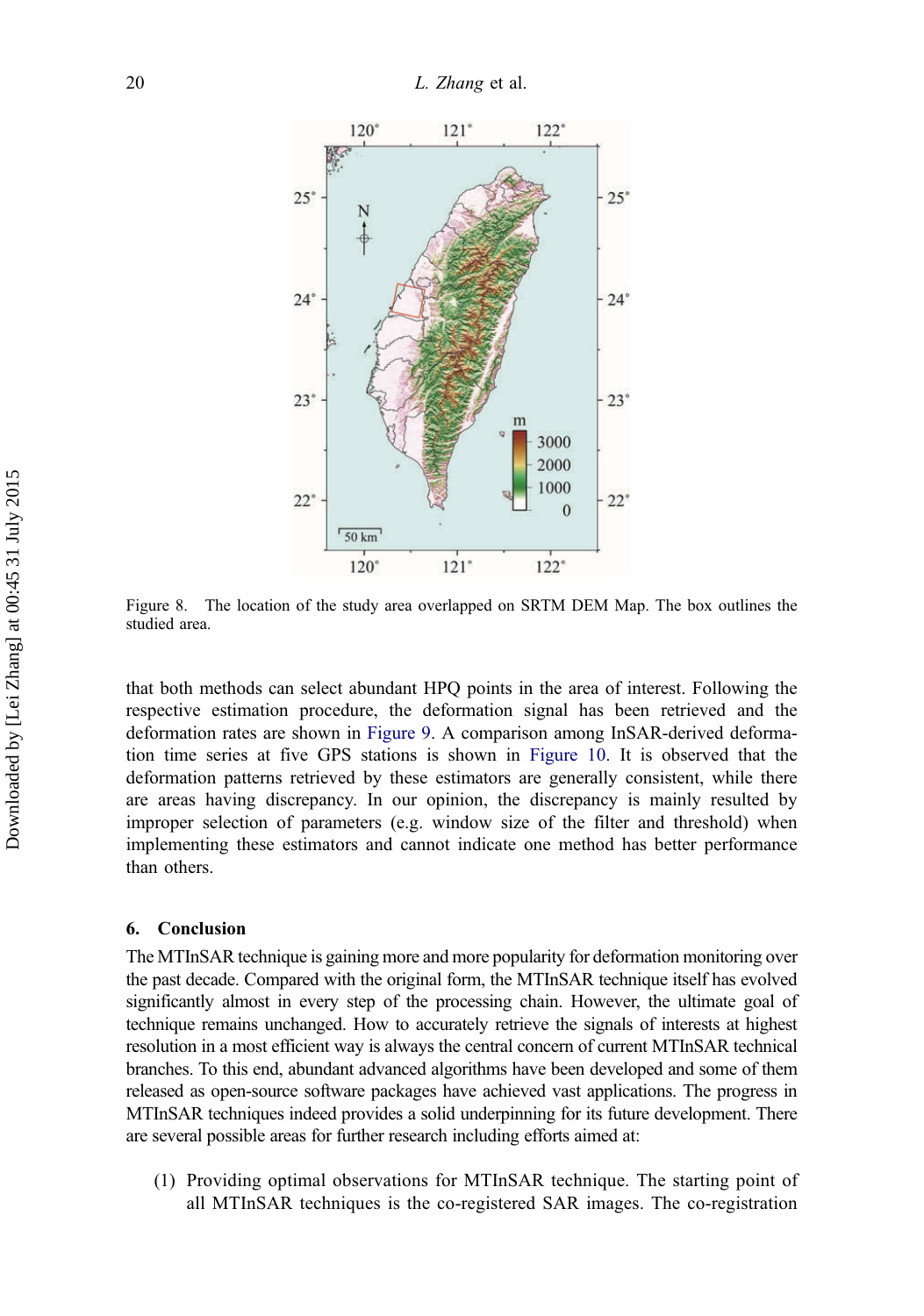Figure 8. The location of the study area overlapped on SRTM DEM Map. The box outlines the studied area.

that both methods can select abundant HPQ points in the area of interest. Following the respective estimation procedure, the deformation signal has been retrieved and the deformation rates are shown in Figure 9. A comparison among InSAR-derived deformation time series at five GPS stations is shown in Figure 10. It is observed that the deformation patterns retrieved by these estimators are generally consistent, while there are areas having discrepancy. In our opinion, the discrepancy is mainly resulted by improper selection of parameters (e.g. window size of the filter and threshold) when implementing these estimators and cannot indicate one method has better performance than others.

## 6. Conclusion

The MTInSAR technique is gaining more and more popularity for deformation monitoring over the past decade. Compared with the original form, the MTInSAR technique itself has evolved significantly almost in every step of the processing chain. However, the ultimate goal of technique remains unchanged. How to accurately retrieve the signals of interests at highest resolution in a most efficient way is always the central concern of current MTInSAR technical branches. To this end, abundant advanced algorithms have been developed and some of them released as open-source software packages have achieved vast applications. The progress in MTInSAR techniques indeed provides a solid underpinning for its future development. There are several possible areas for further research including efforts aimed at:

(1) Providing optimal observations for MTInSAR technique. The starting point of all MTInSAR techniques is the co-registered SAR images. The co-registration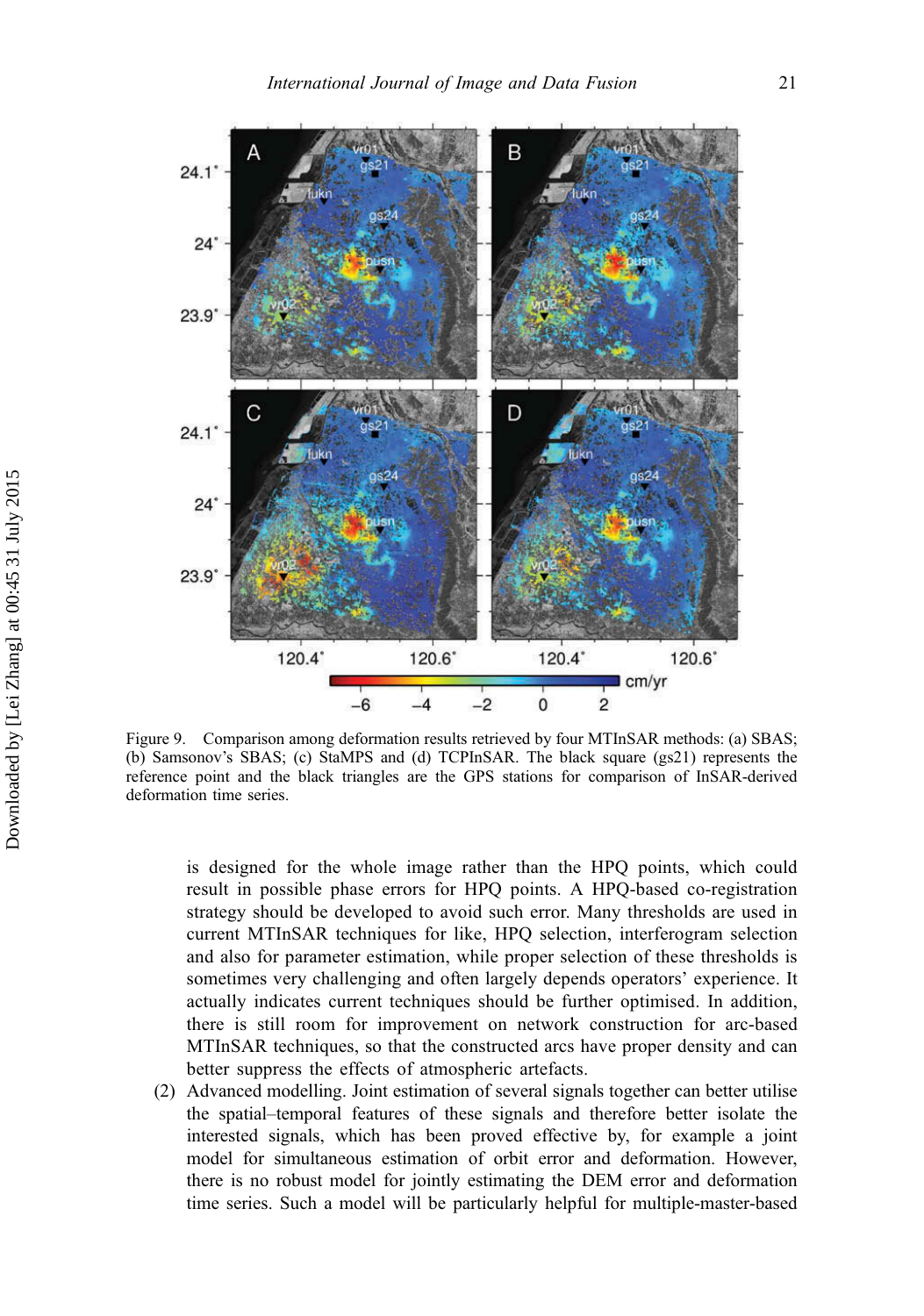Figure 9. Comparison among deformation results retrieved by four MTInSAR methods: (a) SBAS; (b) Samsonov's SBAS; (c) StaMPS and (d) TCPInSAR. The black square (gs21) represents the reference point and the black triangles are the GPS stations for comparison of InSAR-derived deformation time series.

is designed for the whole image rather than the HPQ points, which could result in possible phase errors for HPQ points. A HPQ-based co-registration strategy should be developed to avoid such error. Many thresholds are used in current MTInSAR techniques for like, HPQ selection, interferogram selection and also for parameter estimation, while proper selection of these thresholds is sometimes very challenging and often largely depends operators' experience. It actually indicates current techniques should be further optimised. In addition, there is still room for improvement on network construction for arc-based MTInSAR techniques, so that the constructed arcs have proper density and can better suppress the effects of atmospheric artefacts.

(2) Advanced modelling. Joint estimation of several signals together can better utilise the spatial–temporal features of these signals and therefore better isolate the interested signals, which has been proved effective by, for example a joint model for simultaneous estimation of orbit error and deformation. However, there is no robust model for jointly estimating the DEM error and deformation time series. Such a model will be particularly helpful for multiple-master-based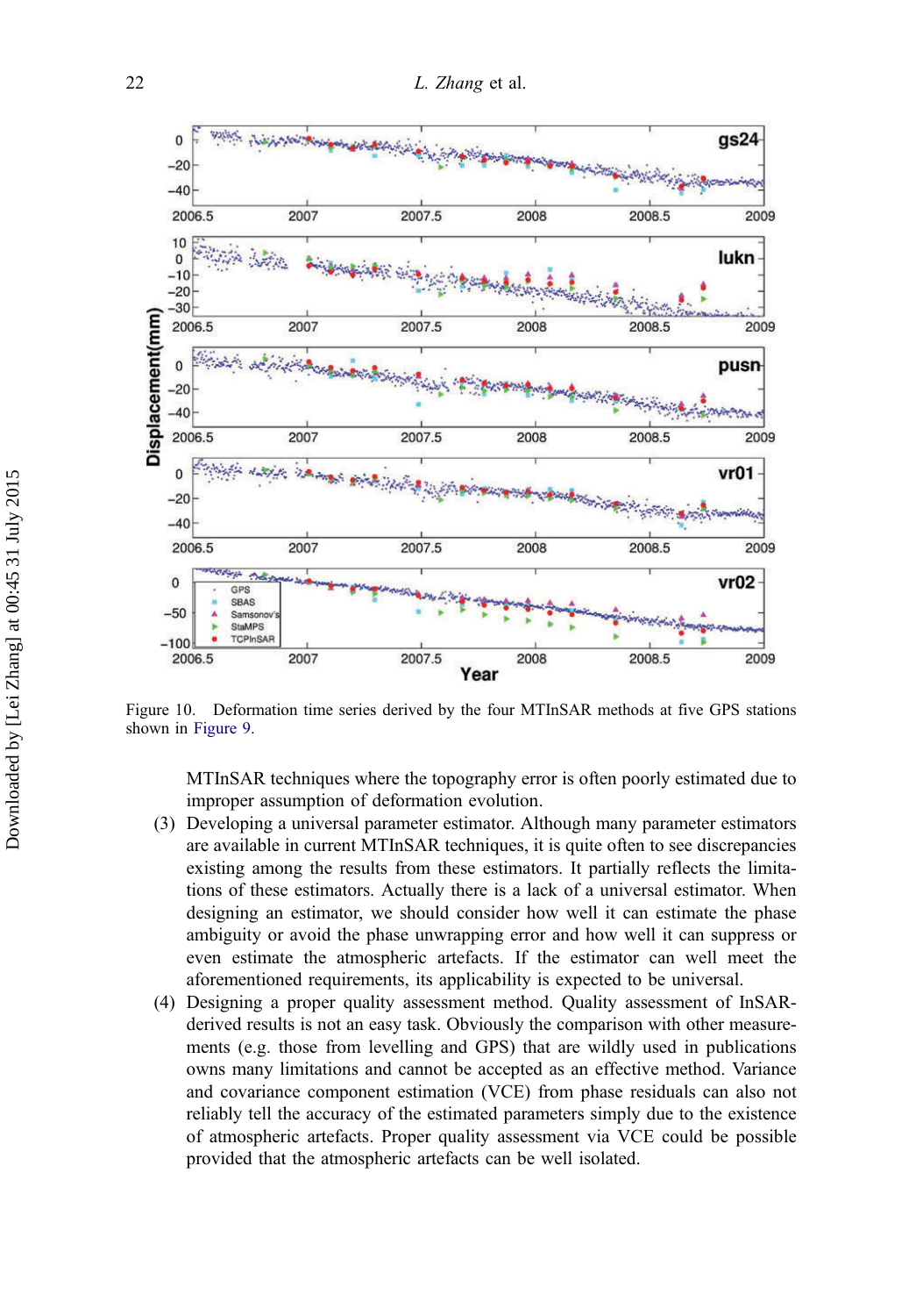Figure 10. Deformation time series derived by the four MTInSAR methods at five GPS stations shown in Figure 9.

MTInSAR techniques where the topography error is often poorly estimated due to improper assumption of deformation evolution.

(3) Developing a universal parameter estimator. Although many parameter estimators are available in current MTInSAR techniques, it is quite often to see discrepancies existing among the results from these estimators. It partially reflects the limitations of these estimators. Actually there is a lack of a universal estimator. When designing an estimator, we should consider how well it can estimate the phase ambiguity or avoid the phase unwrapping error and how well it can suppress or even estimate the atmospheric artefacts. If the estimator can well meet the aforementioned requirements, its applicability is expected to be universal.

(4) Designing a proper quality assessment method. Quality assessment of InSAR-derived results is not an easy task. Obviously the comparison with other measurements (e.g. those from levelling and GPS) that are wildly used in publications owns many limitations and cannot be accepted as an effective method. Variance and covariance component estimation (VCE) from phase residuals can also not reliably tell the accuracy of the estimated parameters simply due to the existence of atmospheric artefacts. Proper quality assessment via VCE could be possible provided that the atmospheric artefacts can be well isolated.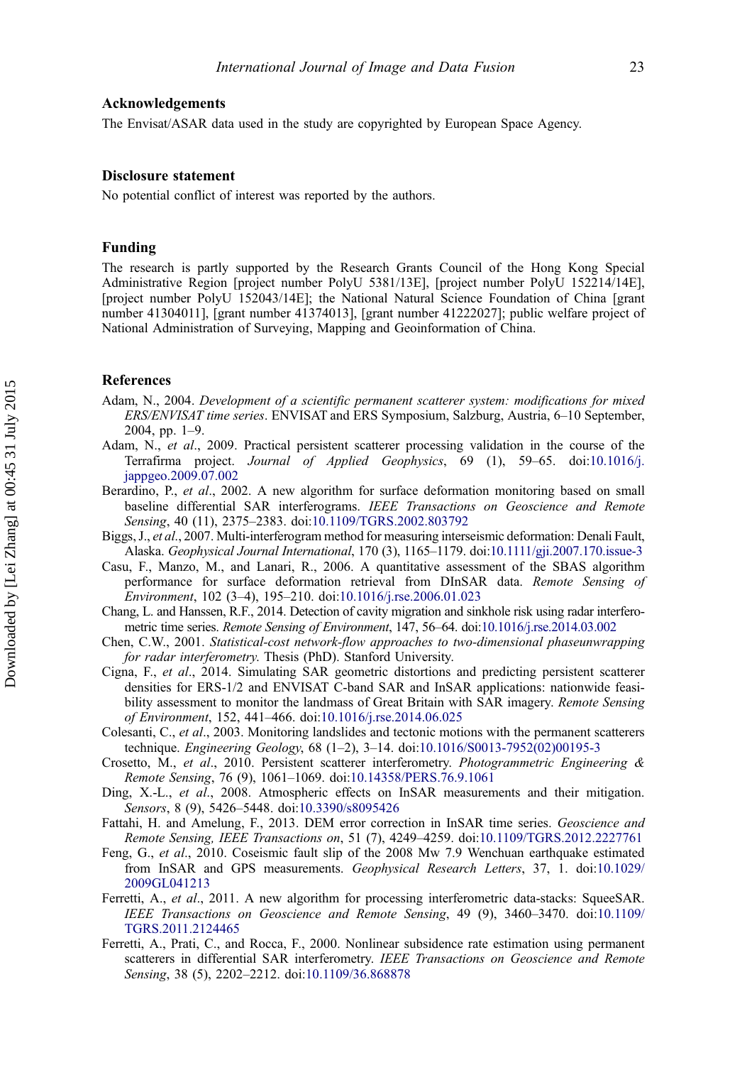## Acknowledgements

The Envisat/ASAR data used in the study are copyrighted by European Space Agency.

## Disclosure statement

No potential conflict of interest was reported by the authors.

## Funding

The research is partly supported by the Research Grants Council of the Hong Kong Special Administrative Region [project number PolyU 5381/13E], [project number PolyU 152214/14E], [project number PolyU 152043/14E]; the National Natural Science Foundation of China [grant number 41304011], [grant number 41374013], [grant number 41222027]; public welfare project of National Administration of Surveying, Mapping and Geoinformation of China.

## References

Adam, N., 2004. *Development of a scientific permanent scatterer system: modifications for mixed ERS/ENVISAT time series*. ENVISAT and ERS Symposium, Salzburg, Austria, 6–10 September, 2004, pp. 1–9.

Adam, N., *et al*., 2009. Practical persistent scatterer processing validation in the course of the Terrafirma project. *Journal of Applied Geophysics*, 69 (1), 59–65. doi:10.1016/j.jappgeo.2009.07.002

Berardino, P., *et al*., 2002. A new algorithm for surface deformation monitoring based on small baseline differential SAR interferograms. *IEEE Transactions on Geoscience and Remote Sensing*, 40 (11), 2375–2383. doi:10.1109/TGRS.2002.803792

Biggs, J., *et al*., 2007. Multi-interferogram method for measuring interseismic deformation: Denali Fault, Alaska. *Geophysical Journal International*, 170 (3), 1165–1179. doi:10.1111/gji.2007.170.issue-3

Casu, F., Manzo, M., and Lanari, R., 2006. A quantitative assessment of the SBAS algorithm performance for surface deformation retrieval from DInSAR data. *Remote Sensing of Environment*, 102 (3–4), 195–210. doi:10.1016/j.rse.2006.01.023

Chang, L. and Hanssen, R.F., 2014. Detection of cavity migration and sinkhole risk using radar interferometric time series. *Remote Sensing of Environment*, 147, 56–64. doi:10.1016/j.rse.2014.03.002

Chen, C.W., 2001. *Statistical-cost network-flow approaches to two-dimensional phaseunwrapping for radar interferometry.* Thesis (PhD). Stanford University.

Cigna, F., *et al*., 2014. Simulating SAR geometric distortions and predicting persistent scatterer densities for ERS-1/2 and ENVISAT C-band SAR and InSAR applications: nationwide feasibility assessment to monitor the landmass of Great Britain with SAR imagery. *Remote Sensing of Environment*, 152, 441–466. doi:10.1016/j.rse.2014.06.025

Colesanti, C., *et al*., 2003. Monitoring landslides and tectonic motions with the permanent scatterers technique. *Engineering Geology*, 68 (1–2), 3–14. doi:10.1016/S0013-7952(02)00195-3

Crosetto, M., *et al*., 2010. Persistent scatterer interferometry. *Photogrammetric Engineering & Remote Sensing*, 76 (9), 1061–1069. doi:10.14358/PERS.76.9.1061

Ding, X.-L., *et al*., 2008. Atmospheric effects on InSAR measurements and their mitigation. *Sensors*, 8 (9), 5426–5448. doi:10.3390/s8095426

Fattahi, H. and Amelung, F., 2013. DEM error correction in InSAR time series. *Geoscience and Remote Sensing, IEEE Transactions on*, 51 (7), 4249–4259. doi:10.1109/TGRS.2012.2227761

Feng, G., *et al*., 2010. Coseismic fault slip of the 2008 Mw 7.9 Wenchuan earthquake estimated from InSAR and GPS measurements. *Geophysical Research Letters*, 37, 1. doi:10.1029/2009GL041213

Ferretti, A., *et al*., 2011. A new algorithm for processing interferometric data-stacks: SqueeSAR. *IEEE Transactions on Geoscience and Remote Sensing*, 49 (9), 3460–3470. doi:10.1109/TGRS.2011.2124465

Ferretti, A., Prati, C., and Rocca, F., 2000. Nonlinear subsidence rate estimation using permanent scatterers in differential SAR interferometry. *IEEE Transactions on Geoscience and Remote Sensing*, 38 (5), 2202–2212. doi:10.1109/36.868878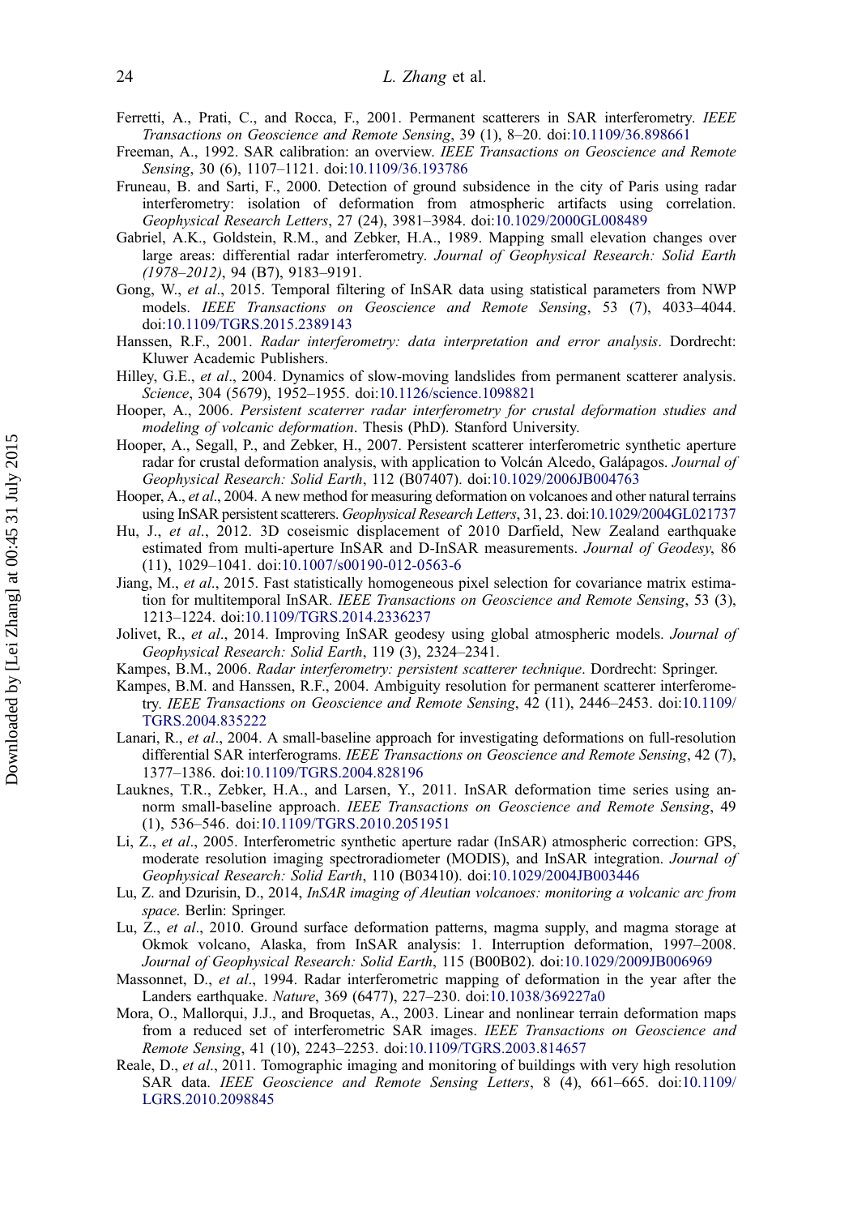Ferretti, A., Prati, C., and Rocca, F., 2001. Permanent scatterers in SAR interferometry. *IEEE Transactions on Geoscience and Remote Sensing*, 39 (1), 8–20. doi:10.1109/36.898661

Freeman, A., 1992. SAR calibration: an overview. *IEEE Transactions on Geoscience and Remote Sensing*, 30 (6), 1107–1121. doi:10.1109/36.193786

Fruneau, B. and Sarti, F., 2000. Detection of ground subsidence in the city of Paris using radar interferometry: isolation of deformation from atmospheric artifacts using correlation. *Geophysical Research Letters*, 27 (24), 3981–3984. doi:10.1029/2000GL008489

Gabriel, A.K., Goldstein, R.M., and Zebker, H.A., 1989. Mapping small elevation changes over large areas: differential radar interferometry. *Journal of Geophysical Research: Solid Earth (1978–2012)*, 94 (B7), 9183–9191.

Gong, W., *et al*., 2015. Temporal filtering of InSAR data using statistical parameters from NWP models. *IEEE Transactions on Geoscience and Remote Sensing*, 53 (7), 4033–4044. doi:10.1109/TGRS.2015.2389143

Hanssen, R.F., 2001. *Radar interferometry: data interpretation and error analysis*. Dordrecht: Kluwer Academic Publishers.

Hilley, G.E., *et al*., 2004. Dynamics of slow-moving landslides from permanent scatterer analysis. *Science*, 304 (5679), 1952–1955. doi:10.1126/science.1098821

Hooper, A., 2006. *Persistent scatterer radar interferometry for crustal deformation studies and modeling of volcanic deformation*. Thesis (PhD). Stanford University.

Hooper, A., Segall, P., and Zebker, H., 2007. Persistent scatterer interferometric synthetic aperture radar for crustal deformation analysis, with application to Volcán Alcedo, Galápagos. *Journal of Geophysical Research: Solid Earth*, 112 (B07407). doi:10.1029/2006JB004763

Hooper, A., *et al*., 2004. A new method for measuring deformation on volcanoes and other natural terrains using InSAR persistent scatterers. *Geophysical Research Letters*, 31, 23. doi:10.1029/2004GL021737

Hu, J., *et al*., 2012. 3D coseismic displacement of 2010 Darfield, New Zealand earthquake estimated from multi-aperture InSAR and D-InSAR measurements. *Journal of Geodesy*, 86 (11), 1029–1041. doi:10.1007/s00190-012-0563-6

Jiang, M., *et al*., 2015. Fast statistically homogeneous pixel selection for covariance matrix estimation for multitemporal InSAR. *IEEE Transactions on Geoscience and Remote Sensing*, 53 (3), 1213–1224. doi:10.1109/TGRS.2014.2336237

Jolivet, R., *et al*., 2014. Improving InSAR geodesy using global atmospheric models. *Journal of Geophysical Research: Solid Earth*, 119 (3), 2324–2341.

Kampes, B.M., 2006. *Radar interferometry: persistent scatterer technique*. Dordrecht: Springer.

Kampes, B.M. and Hanssen, R.F., 2004. Ambiguity resolution for permanent scatterer interferometry. *IEEE Transactions on Geoscience and Remote Sensing*, 42 (11), 2446–2453. doi:10.1109/TGRS.2004.835222

Lanari, R., *et al*., 2004. A small-baseline approach for investigating deformations on full-resolution differential SAR interferograms. *IEEE Transactions on Geoscience and Remote Sensing*, 42 (7), 1377–1386. doi:10.1109/TGRS.2004.828196

Lauknes, T.R., Zebker, H.A., and Larsen, Y., 2011. InSAR deformation time series using an-norm small-baseline approach. *IEEE Transactions on Geoscience and Remote Sensing*, 49 (1), 536–546. doi:10.1109/TGRS.2010.2051951

Li, Z., *et al*., 2005. Interferometric synthetic aperture radar (InSAR) atmospheric correction: GPS, moderate resolution imaging spectroradiometer (MODIS), and InSAR integration. *Journal of Geophysical Research: Solid Earth*, 110 (B03410). doi:10.1029/2004JB003446

Lu, Z. and Dzurisin, D., 2014, *InSAR imaging of Aleutian volcanoes: monitoring a volcanic arc from space*. Berlin: Springer.

Lu, Z., *et al*., 2010. Ground surface deformation patterns, magma supply, and magma storage at Okmok volcano, Alaska, from InSAR analysis: 1. Interruption deformation, 1997–2008. *Journal of Geophysical Research: Solid Earth*, 115 (B00B02). doi:10.1029/2009JB006969

Massonnet, D., *et al*., 1994. Radar interferometric mapping of deformation in the year after the Landers earthquake. *Nature*, 369 (6477), 227–230. doi:10.1038/369227a0

Mora, O., Mallorqui, J.J., and Broquetas, A., 2003. Linear and nonlinear terrain deformation maps from a reduced set of interferometric SAR images. *IEEE Transactions on Geoscience and Remote Sensing*, 41 (10), 2243–2253. doi:10.1109/TGRS.2003.814657

Reale, D., *et al*., 2011. Tomographic imaging and monitoring of buildings with very high resolution SAR data. *IEEE Geoscience and Remote Sensing Letters*, 8 (4), 661–665. doi:10.1109/LGRS.2010.2098845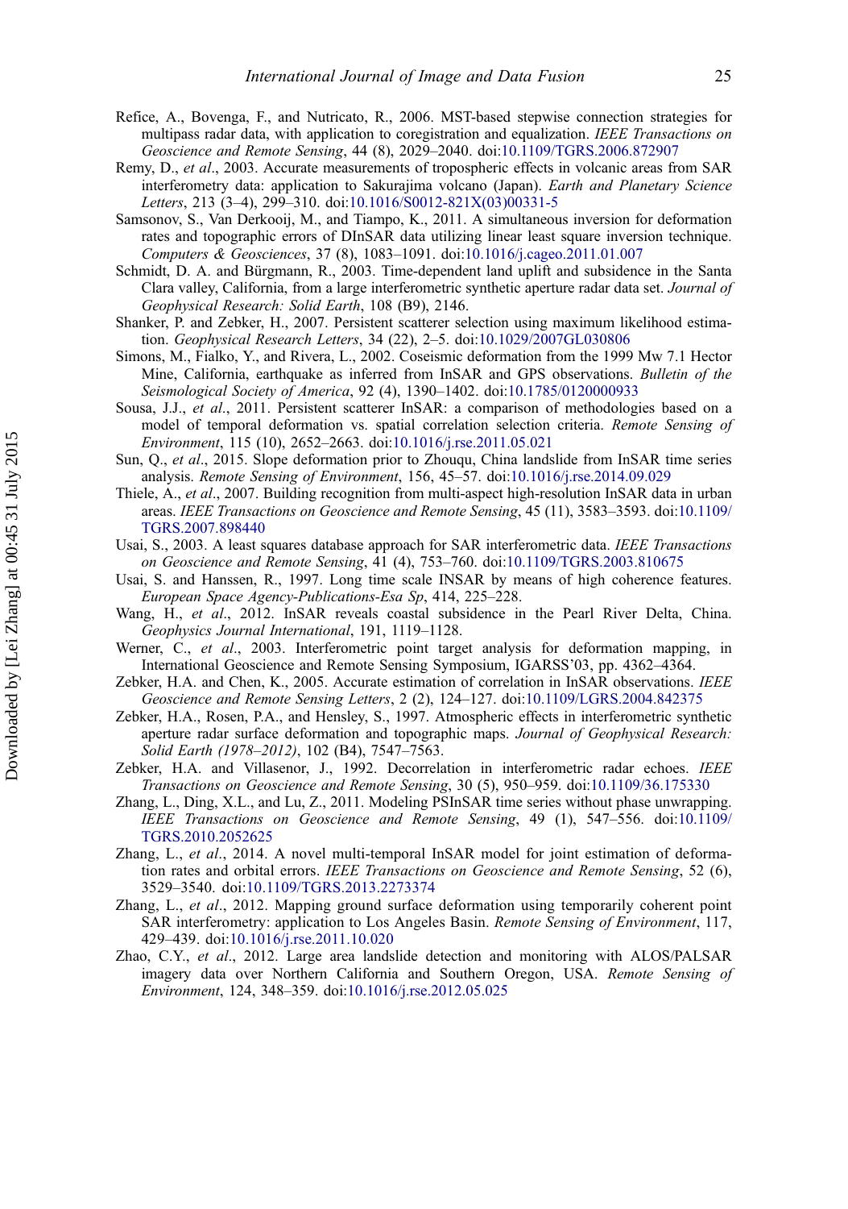Refice, A., Bovenga, F., and Nutricato, R., 2006. MST-based stepwise connection strategies for multipass radar data, with application to coregistration and equalization. *IEEE Transactions on Geoscience and Remote Sensing*, 44 (8), 2029–2040. doi:10.1109/TGRS.2006.872907

Remy, D., *et al*., 2003. Accurate measurements of tropospheric effects in volcanic areas from SAR interferometry data: application to Sakurajima volcano (Japan). *Earth and Planetary Science Letters*, 213 (3–4), 299–310. doi:10.1016/S0012-821X(03)00331-5

Samsonov, S., Van Derkooij, M., and Tiampo, K., 2011. A simultaneous inversion for deformation rates and topographic errors of DInSAR data utilizing linear least square inversion technique. *Computers & Geosciences*, 37 (8), 1083–1091. doi:10.1016/j.cageo.2011.01.007

Schmidt, D. A. and Bürgmann, R., 2003. Time-dependent land uplift and subsidence in the Santa Clara valley, California, from a large interferometric synthetic aperture radar data set. *Journal of Geophysical Research: Solid Earth*, 108 (B9), 2146.

Shanker, P. and Zebker, H., 2007. Persistent scatterer selection using maximum likelihood estimation. *Geophysical Research Letters*, 34 (22), 2–5. doi:10.1029/2007GL030806

Simons, M., Fialko, Y., and Rivera, L., 2002. Coseismic deformation from the 1999 Mw 7.1 Hector Mine, California, earthquake as inferred from InSAR and GPS observations. *Bulletin of the Seismological Society of America*, 92 (4), 1390–1402. doi:10.1785/0120000933

Sousa, J.J., *et al*., 2011. Persistent scatterer InSAR: a comparison of methodologies based on a model of temporal deformation vs. spatial correlation selection criteria. *Remote Sensing of Environment*, 115 (10), 2652–2663. doi:10.1016/j.rse.2011.05.021

Sun, Q., *et al*., 2015. Slope deformation prior to Zhouqu, China landslide from InSAR time series analysis. *Remote Sensing of Environment*, 156, 45–57. doi:10.1016/j.rse.2014.09.029

Thiele, A., *et al*., 2007. Building recognition from multi-aspect high-resolution InSAR data in urban areas. *IEEE Transactions on Geoscience and Remote Sensing*, 45 (11), 3583–3593. doi:10.1109/TGRS.2007.898440

Usai, S., 2003. A least squares database approach for SAR interferometric data. *IEEE Transactions on Geoscience and Remote Sensing*, 41 (4), 753–760. doi:10.1109/TGRS.2003.810675

Usai, S. and Hanssen, R., 1997. Long time scale INSAR by means of high coherence features. *European Space Agency-Publications-Esa Sp*, 414, 225–228.

Wang, H., *et al*., 2012. InSAR reveals coastal subsidence in the Pearl River Delta, China. *Geophysics Journal International*, 191, 1119–1128.

Werner, C., *et al*., 2003. Interferometric point target analysis for deformation mapping, in International Geoscience and Remote Sensing Symposium, IGARSS'03, pp. 4362–4364.

Zebker, H.A. and Chen, K., 2005. Accurate estimation of correlation in InSAR observations. *IEEE Geoscience and Remote Sensing Letters*, 2 (2), 124–127. doi:10.1109/LGRS.2004.842375

Zebker, H.A., Rosen, P.A., and Hensley, S., 1997. Atmospheric effects in interferometric synthetic aperture radar surface deformation and topographic maps. *Journal of Geophysical Research: Solid Earth (1978–2012)*, 102 (B4), 7547–7563.

Zebker, H.A. and Villasenor, J., 1992. Decorrelation in interferometric radar echoes. *IEEE Transactions on Geoscience and Remote Sensing*, 30 (5), 950–959. doi:10.1109/36.175330

Zhang, L., Ding, X.L., and Lu, Z., 2011. Modeling PSInSAR time series without phase unwrapping. *IEEE Transactions on Geoscience and Remote Sensing*, 49 (1), 547–556. doi:10.1109/TGRS.2010.2052625

Zhang, L., *et al*., 2014. A novel multi-temporal InSAR model for joint estimation of deformation rates and orbital errors. *IEEE Transactions on Geoscience and Remote Sensing*, 52 (6), 3529–3540. doi:10.1109/TGRS.2013.2273374

Zhang, L., *et al*., 2012. Mapping ground surface deformation using temporarily coherent point SAR interferometry: application to Los Angeles Basin. *Remote Sensing of Environment*, 117, 429–439. doi:10.1016/j.rse.2011.10.020

Zhao, C.Y., *et al*., 2012. Large area landslide detection and monitoring with ALOS/PALSAR imagery data over Northern California and Southern Oregon, USA. *Remote Sensing of Environment*, 124, 348–359. doi:10.1016/j.rse.2012.05.025